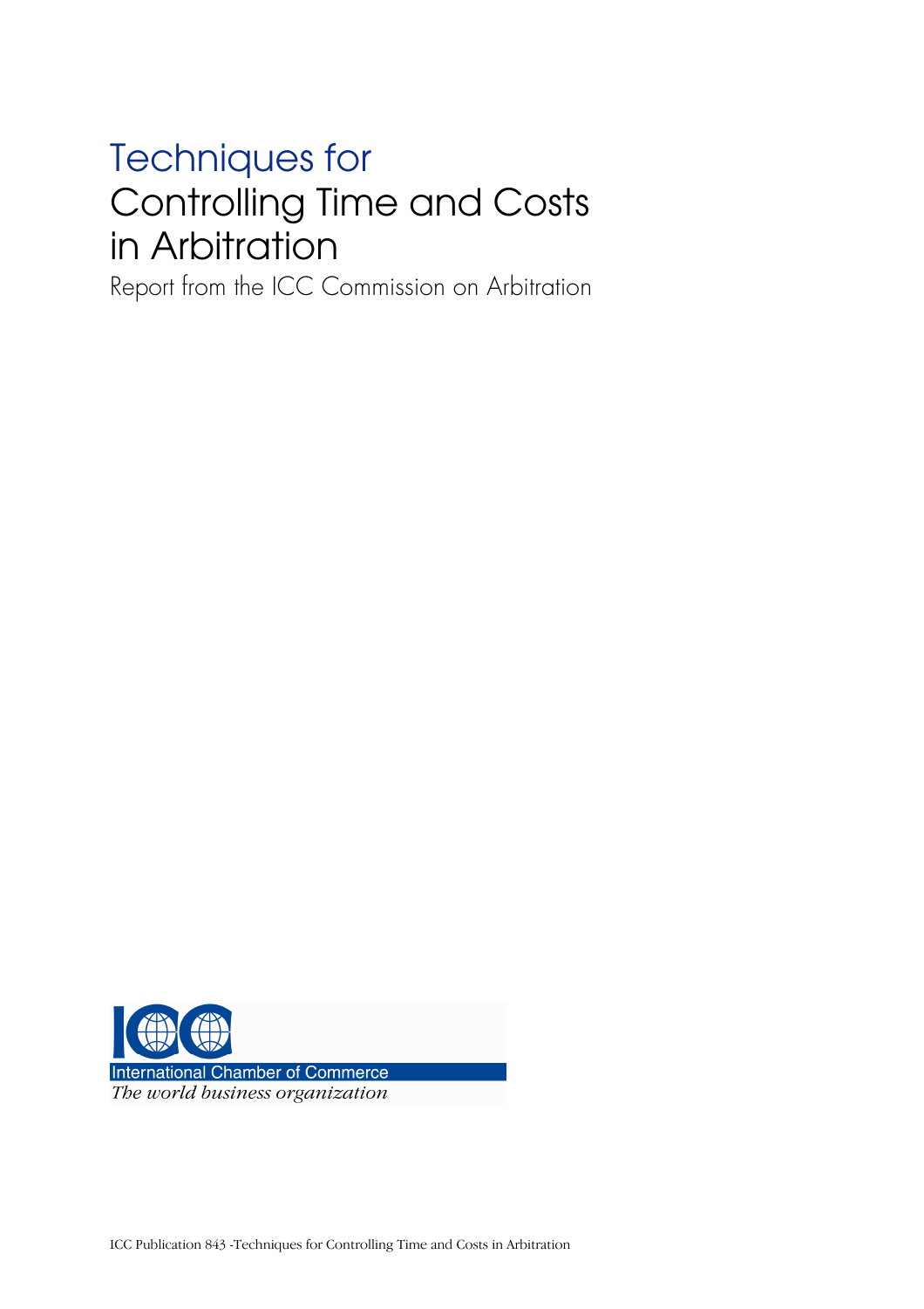# Techniques for Controlling Time and Costs in Arbitration

Report from the ICC Commission on Arbitration

International Chamber of Commerce

*The world business organization*

ICC Publication 843 -Techniques for Controlling Time and Costs in Arbitration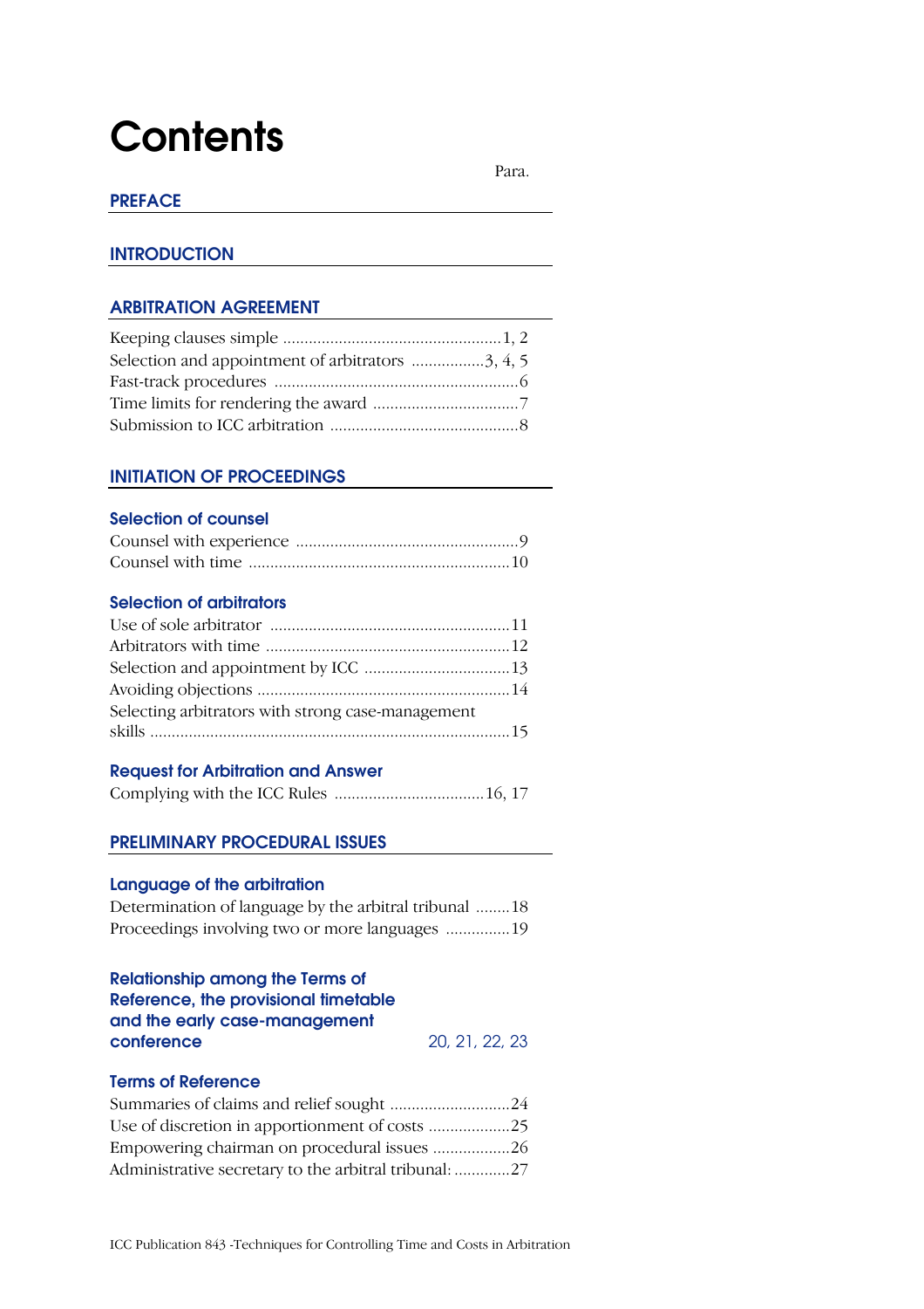# Contents

Para.

## PREFACE

## INTRODUCTION

## ARBITRATION AGREEMENT

Keeping clauses simple ..................................................1, 2
Selection and appointment of arbitrators ................3, 4, 5
Fast-track procedures ........................................................6
Time limits for rendering the award .................................7
Submission to ICC arbitration ...........................................8

## INITIATION OF PROCEEDINGS

### Selection of counsel

Counsel with experience ...................................................9
Counsel with time ............................................................10

### Selection of arbitrators

Use of sole arbitrator .......................................................11
Arbitrators with time ........................................................12
Selection and appointment by ICC .................................13
Avoiding objections ..........................................................14
Selecting arbitrators with strong case-management skills ...................................................................................15

### Request for Arbitration and Answer

Complying with the ICC Rules ..................................16, 17

## PRELIMINARY PROCEDURAL ISSUES

### Language of the arbitration

Determination of language by the arbitral tribunal ........18
Proceedings involving two or more languages ..............19

### Relationship among the Terms of Reference, the provisional timetable and the early case-management conference 20, 21, 22, 23

### Terms of Reference

Summaries of claims and relief sought ............................24
Use of discretion in apportionment of costs ...................25
Empowering chairman on procedural issues ..................26
Administrative secretary to the arbitral tribunal: .............27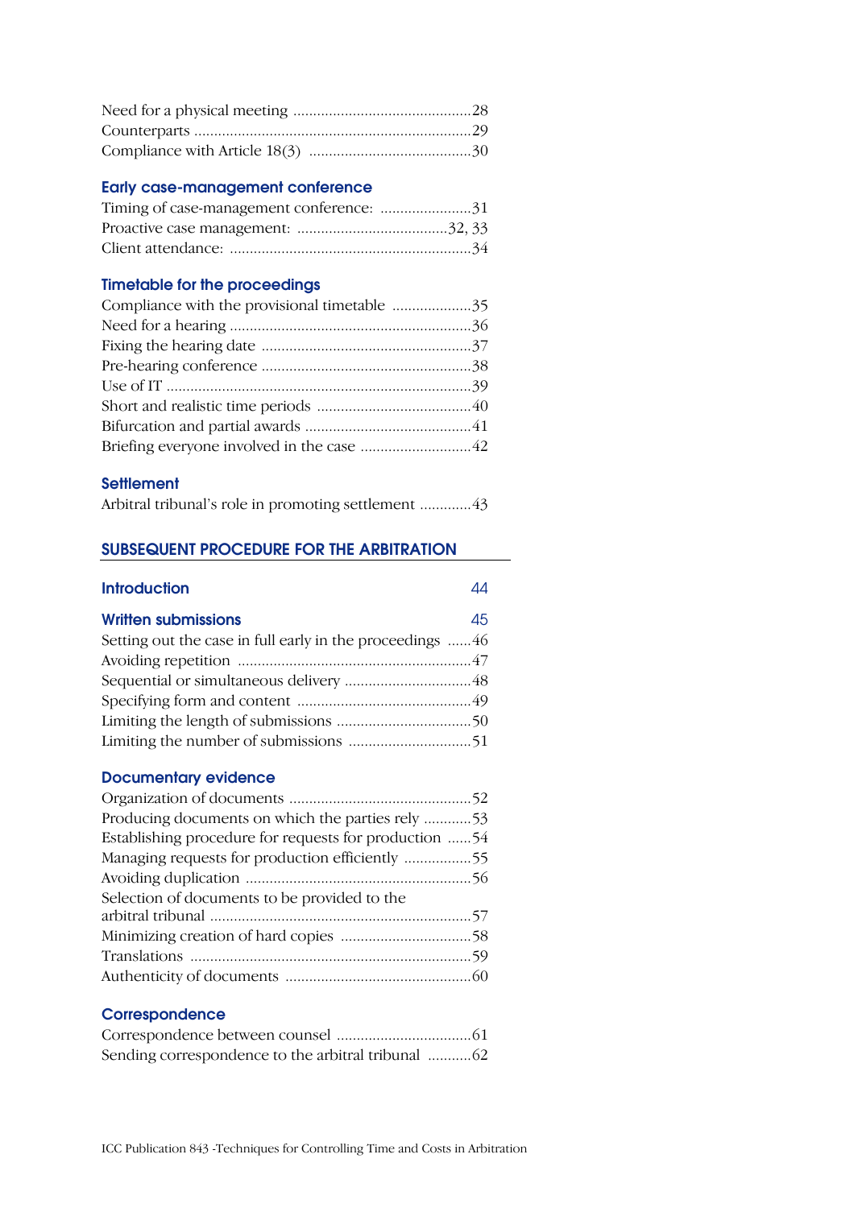Need for a physical meeting ............................................28
Counterparts ......................................................................29
Compliance with Article 18(3) .........................................30

### Early case-management conference

Timing of case-management conference: .......................31
Proactive case management: ......................................32, 33
Client attendance: .............................................................34

### Timetable for the proceedings

Compliance with the provisional timetable ....................35
Need for a hearing .............................................................36
Fixing the hearing date .....................................................37
Pre-hearing conference .....................................................38
Use of IT .............................................................................39
Short and realistic time periods .......................................40
Bifurcation and partial awards ..........................................41
Briefing everyone involved in the case ............................42

### Settlement

Arbitral tribunal's role in promoting settlement .............43

## SUBSEQUENT PROCEDURE FOR THE ARBITRATION

### Introduction 44

### Written submissions 45

Setting out the case in full early in the proceedings ......46
Avoiding repetition ...........................................................47
Sequential or simultaneous delivery ................................48
Specifying form and content ............................................49
Limiting the length of submissions ..................................50
Limiting the number of submissions ...............................51

### Documentary evidence

Organization of documents ..............................................52
Producing documents on which the parties rely ............53
Establishing procedure for requests for production ......54
Managing requests for production efficiently .................55
Avoiding duplication .........................................................56
Selection of documents to be provided to the arbitral tribunal ..................................................................57
Minimizing creation of hard copies .................................58
Translations .......................................................................59
Authenticity of documents ...............................................60

### Correspondence

Correspondence between counsel ..................................61
Sending correspondence to the arbitral tribunal ...........62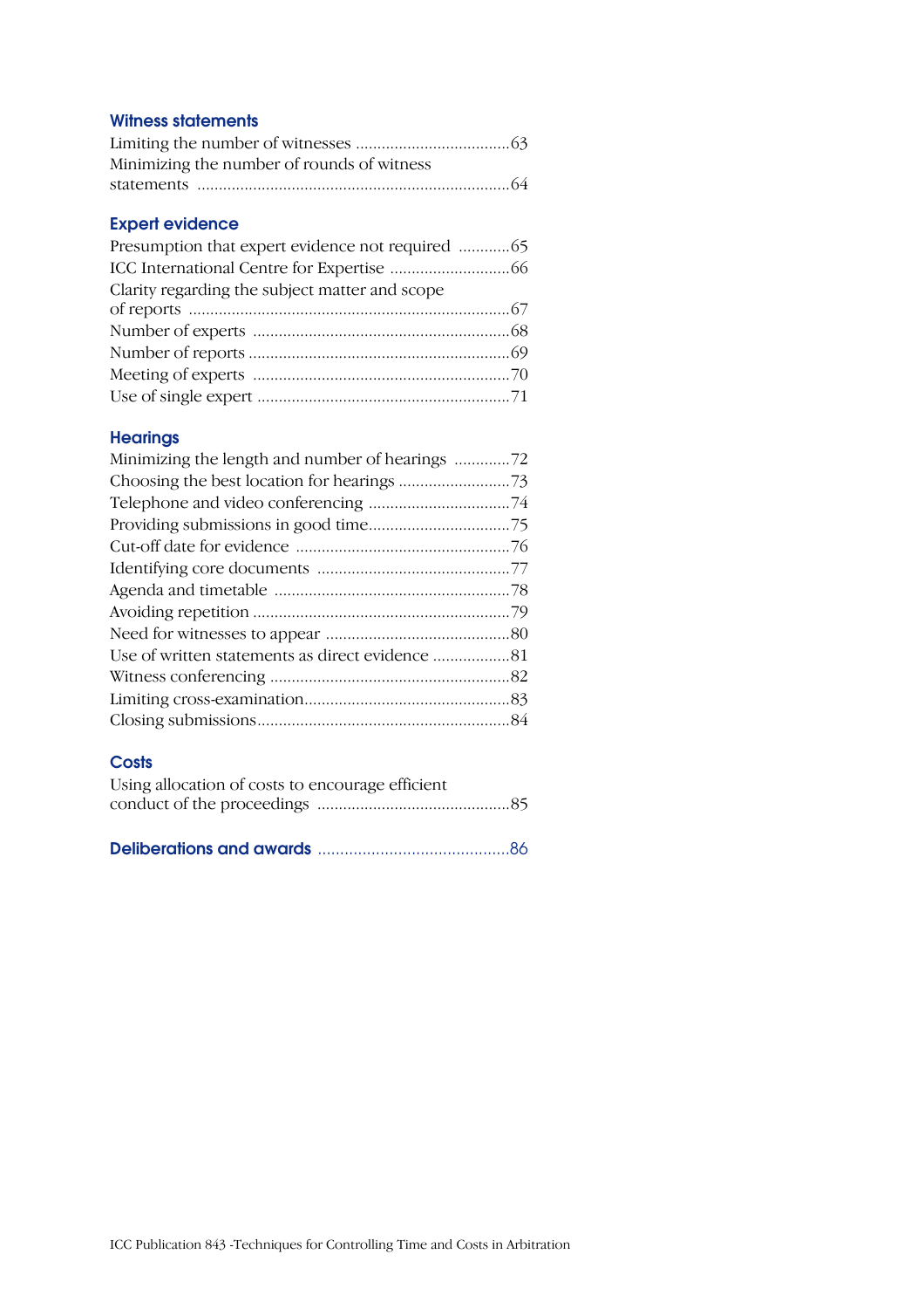## Witness statements

Limiting the number of witnesses ....................................63
Minimizing the number of rounds of witness statements ........................................................................64

## Expert evidence

Presumption that expert evidence not required ............65
ICC International Centre for Expertise ............................66
Clarity regarding the subject matter and scope of reports ..........................................................................67
Number of experts ...........................................................68
Number of reports ............................................................69
Meeting of experts ...........................................................70
Use of single expert ..........................................................71

## Hearings

Minimizing the length and number of hearings .............72
Choosing the best location for hearings ..........................73
Telephone and video conferencing .................................74
Providing submissions in good time.................................75
Cut-off date for evidence ..................................................76
Identifying core documents .............................................77
Agenda and timetable .......................................................78
Avoiding repetition ...........................................................79
Need for witnesses to appear ...........................................80
Use of written statements as direct evidence ..................81
Witness conferencing ........................................................82
Limiting cross-examination................................................83
Closing submissions...........................................................84

## Costs

Using allocation of costs to encourage efficient conduct of the proceedings .............................................85

## Deliberations and awards ...........................................86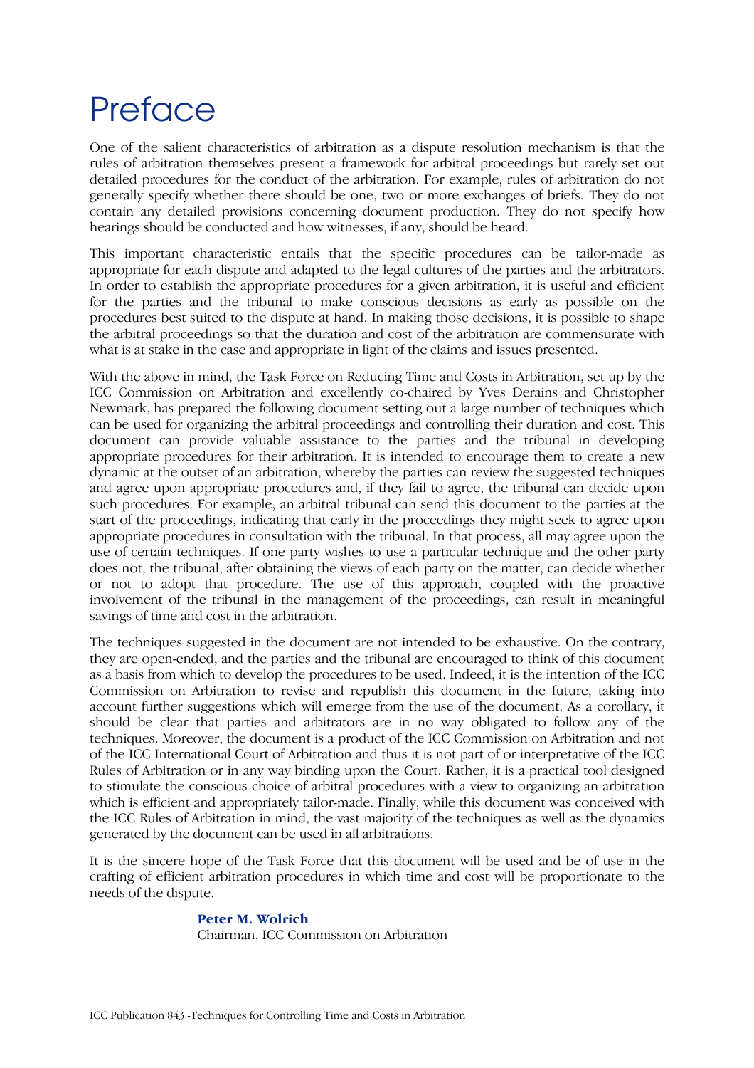# Preface

One of the salient characteristics of arbitration as a dispute resolution mechanism is that the rules of arbitration themselves present a framework for arbitral proceedings but rarely set out detailed procedures for the conduct of the arbitration. For example, rules of arbitration do not generally specify whether there should be one, two or more exchanges of briefs. They do not contain any detailed provisions concerning document production. They do not specify how hearings should be conducted and how witnesses, if any, should be heard.

This important characteristic entails that the specific procedures can be tailor-made as appropriate for each dispute and adapted to the legal cultures of the parties and the arbitrators. In order to establish the appropriate procedures for a given arbitration, it is useful and efficient for the parties and the tribunal to make conscious decisions as early as possible on the procedures best suited to the dispute at hand. In making those decisions, it is possible to shape the arbitral proceedings so that the duration and cost of the arbitration are commensurate with what is at stake in the case and appropriate in light of the claims and issues presented.

With the above in mind, the Task Force on Reducing Time and Costs in Arbitration, set up by the ICC Commission on Arbitration and excellently co-chaired by Yves Derains and Christopher Newmark, has prepared the following document setting out a large number of techniques which can be used for organizing the arbitral proceedings and controlling their duration and cost. This document can provide valuable assistance to the parties and the tribunal in developing appropriate procedures for their arbitration. It is intended to encourage them to create a new dynamic at the outset of an arbitration, whereby the parties can review the suggested techniques and agree upon appropriate procedures and, if they fail to agree, the tribunal can decide upon such procedures. For example, an arbitral tribunal can send this document to the parties at the start of the proceedings, indicating that early in the proceedings they might seek to agree upon appropriate procedures in consultation with the tribunal. In that process, all may agree upon the use of certain techniques. If one party wishes to use a particular technique and the other party does not, the tribunal, after obtaining the views of each party on the matter, can decide whether or not to adopt that procedure. The use of this approach, coupled with the proactive involvement of the tribunal in the management of the proceedings, can result in meaningful savings of time and cost in the arbitration.

The techniques suggested in the document are not intended to be exhaustive. On the contrary, they are open-ended, and the parties and the tribunal are encouraged to think of this document as a basis from which to develop the procedures to be used. Indeed, it is the intention of the ICC Commission on Arbitration to revise and republish this document in the future, taking into account further suggestions which will emerge from the use of the document. As a corollary, it should be clear that parties and arbitrators are in no way obligated to follow any of the techniques. Moreover, the document is a product of the ICC Commission on Arbitration and not of the ICC International Court of Arbitration and thus it is not part of or interpretative of the ICC Rules of Arbitration or in any way binding upon the Court. Rather, it is a practical tool designed to stimulate the conscious choice of arbitral procedures with a view to organizing an arbitration which is efficient and appropriately tailor-made. Finally, while this document was conceived with the ICC Rules of Arbitration in mind, the vast majority of the techniques as well as the dynamics generated by the document can be used in all arbitrations.

It is the sincere hope of the Task Force that this document will be used and be of use in the crafting of efficient arbitration procedures in which time and cost will be proportionate to the needs of the dispute.

**Peter M. Wolrich**
Chairman, ICC Commission on Arbitration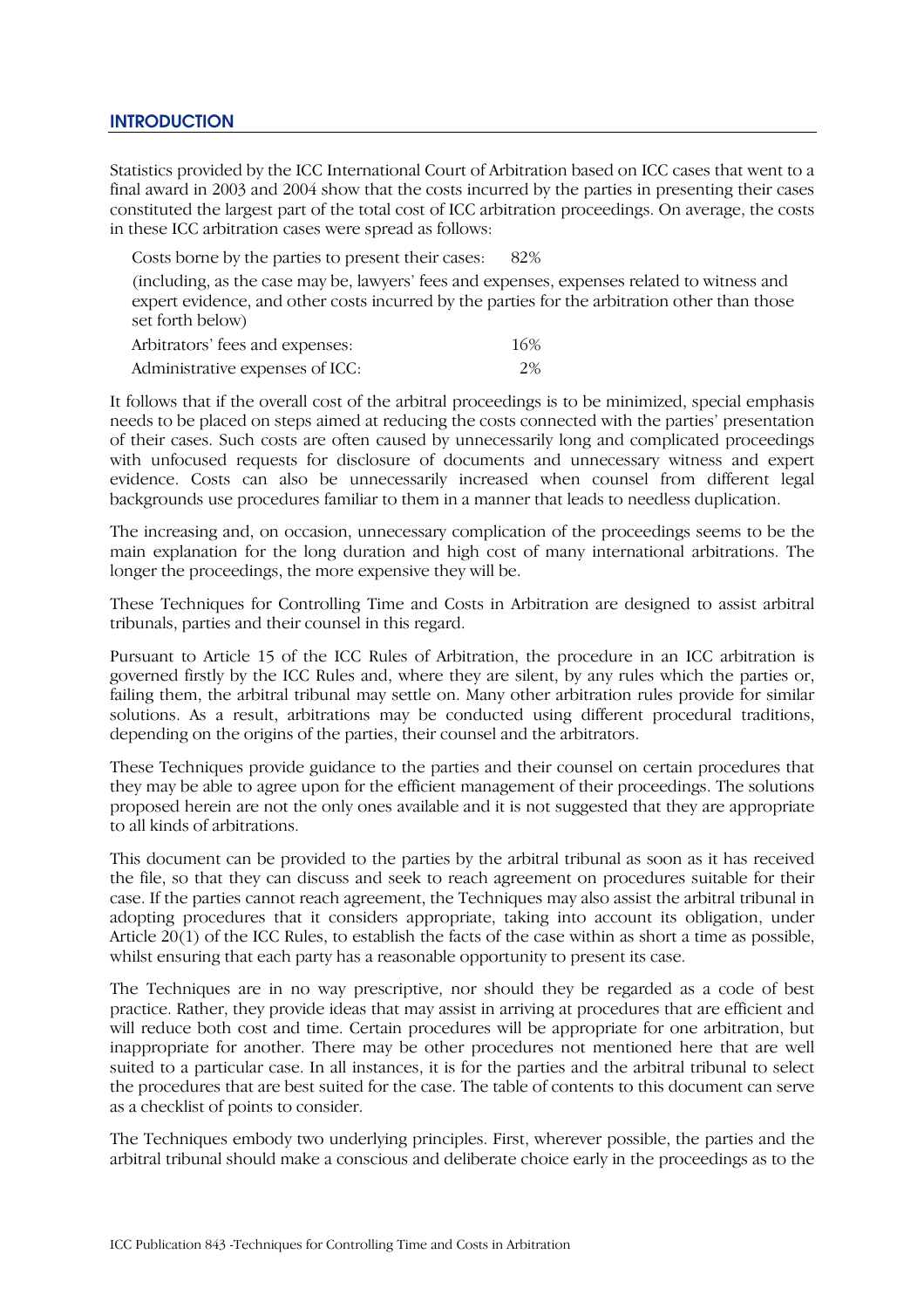## INTRODUCTION

Statistics provided by the ICC International Court of Arbitration based on ICC cases that went to a final award in 2003 and 2004 show that the costs incurred by the parties in presenting their cases constituted the largest part of the total cost of ICC arbitration proceedings. On average, the costs in these ICC arbitration cases were spread as follows:

Costs borne by the parties to present their cases: 82%

(including, as the case may be, lawyers' fees and expenses, expenses related to witness and expert evidence, and other costs incurred by the parties for the arbitration other than those set forth below)

Arbitrators' fees and expenses: 16%

Administrative expenses of ICC: 2%

It follows that if the overall cost of the arbitral proceedings is to be minimized, special emphasis needs to be placed on steps aimed at reducing the costs connected with the parties' presentation of their cases. Such costs are often caused by unnecessarily long and complicated proceedings with unfocused requests for disclosure of documents and unnecessary witness and expert evidence. Costs can also be unnecessarily increased when counsel from different legal backgrounds use procedures familiar to them in a manner that leads to needless duplication.

The increasing and, on occasion, unnecessary complication of the proceedings seems to be the main explanation for the long duration and high cost of many international arbitrations. The longer the proceedings, the more expensive they will be.

These Techniques for Controlling Time and Costs in Arbitration are designed to assist arbitral tribunals, parties and their counsel in this regard.

Pursuant to Article 15 of the ICC Rules of Arbitration, the procedure in an ICC arbitration is governed firstly by the ICC Rules and, where they are silent, by any rules which the parties or, failing them, the arbitral tribunal may settle on. Many other arbitration rules provide for similar solutions. As a result, arbitrations may be conducted using different procedural traditions, depending on the origins of the parties, their counsel and the arbitrators.

These Techniques provide guidance to the parties and their counsel on certain procedures that they may be able to agree upon for the efficient management of their proceedings. The solutions proposed herein are not the only ones available and it is not suggested that they are appropriate to all kinds of arbitrations.

This document can be provided to the parties by the arbitral tribunal as soon as it has received the file, so that they can discuss and seek to reach agreement on procedures suitable for their case. If the parties cannot reach agreement, the Techniques may also assist the arbitral tribunal in adopting procedures that it considers appropriate, taking into account its obligation, under Article 20(1) of the ICC Rules, to establish the facts of the case within as short a time as possible, whilst ensuring that each party has a reasonable opportunity to present its case.

The Techniques are in no way prescriptive, nor should they be regarded as a code of best practice. Rather, they provide ideas that may assist in arriving at procedures that are efficient and will reduce both cost and time. Certain procedures will be appropriate for one arbitration, but inappropriate for another. There may be other procedures not mentioned here that are well suited to a particular case. In all instances, it is for the parties and the arbitral tribunal to select the procedures that are best suited for the case. The table of contents to this document can serve as a checklist of points to consider.

The Techniques embody two underlying principles. First, wherever possible, the parties and the arbitral tribunal should make a conscious and deliberate choice early in the proceedings as to the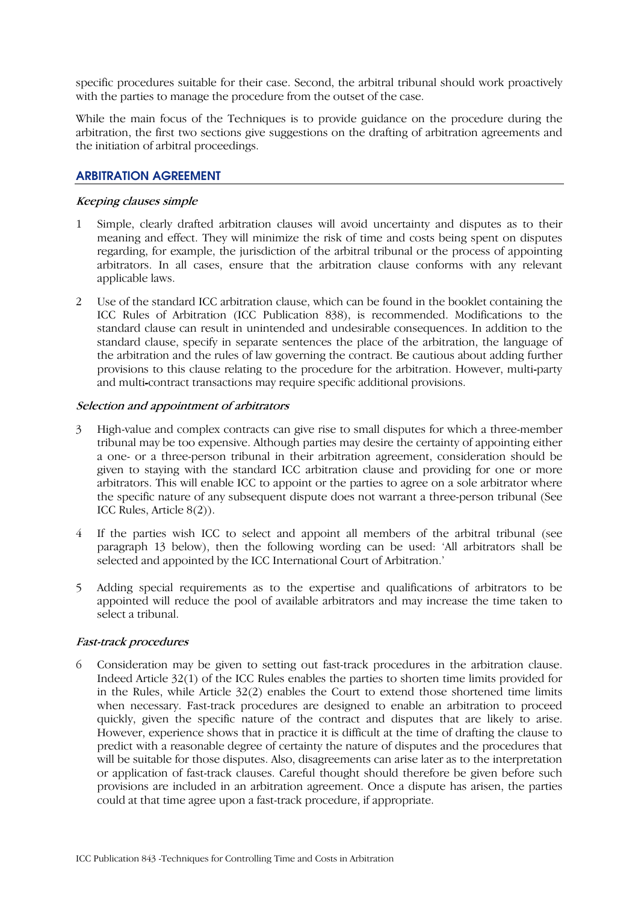specific procedures suitable for their case. Second, the arbitral tribunal should work proactively with the parties to manage the procedure from the outset of the case.

While the main focus of the Techniques is to provide guidance on the procedure during the arbitration, the first two sections give suggestions on the drafting of arbitration agreements and the initiation of arbitral proceedings.

## ARBITRATION AGREEMENT

### *Keeping clauses simple*

1 Simple, clearly drafted arbitration clauses will avoid uncertainty and disputes as to their meaning and effect. They will minimize the risk of time and costs being spent on disputes regarding, for example, the jurisdiction of the arbitral tribunal or the process of appointing arbitrators. In all cases, ensure that the arbitration clause conforms with any relevant applicable laws.

2 Use of the standard ICC arbitration clause, which can be found in the booklet containing the ICC Rules of Arbitration (ICC Publication 838), is recommended. Modifications to the standard clause can result in unintended and undesirable consequences. In addition to the standard clause, specify in separate sentences the place of the arbitration, the language of the arbitration and the rules of law governing the contract. Be cautious about adding further provisions to this clause relating to the procedure for the arbitration. However, multi-party and multi-contract transactions may require specific additional provisions.

### *Selection and appointment of arbitrators*

3 High-value and complex contracts can give rise to small disputes for which a three-member tribunal may be too expensive. Although parties may desire the certainty of appointing either a one- or a three-person tribunal in their arbitration agreement, consideration should be given to staying with the standard ICC arbitration clause and providing for one or more arbitrators. This will enable ICC to appoint or the parties to agree on a sole arbitrator where the specific nature of any subsequent dispute does not warrant a three-person tribunal (See ICC Rules, Article 8(2)).

4 If the parties wish ICC to select and appoint all members of the arbitral tribunal (see paragraph 13 below), then the following wording can be used: 'All arbitrators shall be selected and appointed by the ICC International Court of Arbitration.'

5 Adding special requirements as to the expertise and qualifications of arbitrators to be appointed will reduce the pool of available arbitrators and may increase the time taken to select a tribunal.

### *Fast-track procedures*

6 Consideration may be given to setting out fast-track procedures in the arbitration clause. Indeed Article 32(1) of the ICC Rules enables the parties to shorten time limits provided for in the Rules, while Article 32(2) enables the Court to extend those shortened time limits when necessary. Fast-track procedures are designed to enable an arbitration to proceed quickly, given the specific nature of the contract and disputes that are likely to arise. However, experience shows that in practice it is difficult at the time of drafting the clause to predict with a reasonable degree of certainty the nature of disputes and the procedures that will be suitable for those disputes. Also, disagreements can arise later as to the interpretation or application of fast-track clauses. Careful thought should therefore be given before such provisions are included in an arbitration agreement. Once a dispute has arisen, the parties could at that time agree upon a fast-track procedure, if appropriate.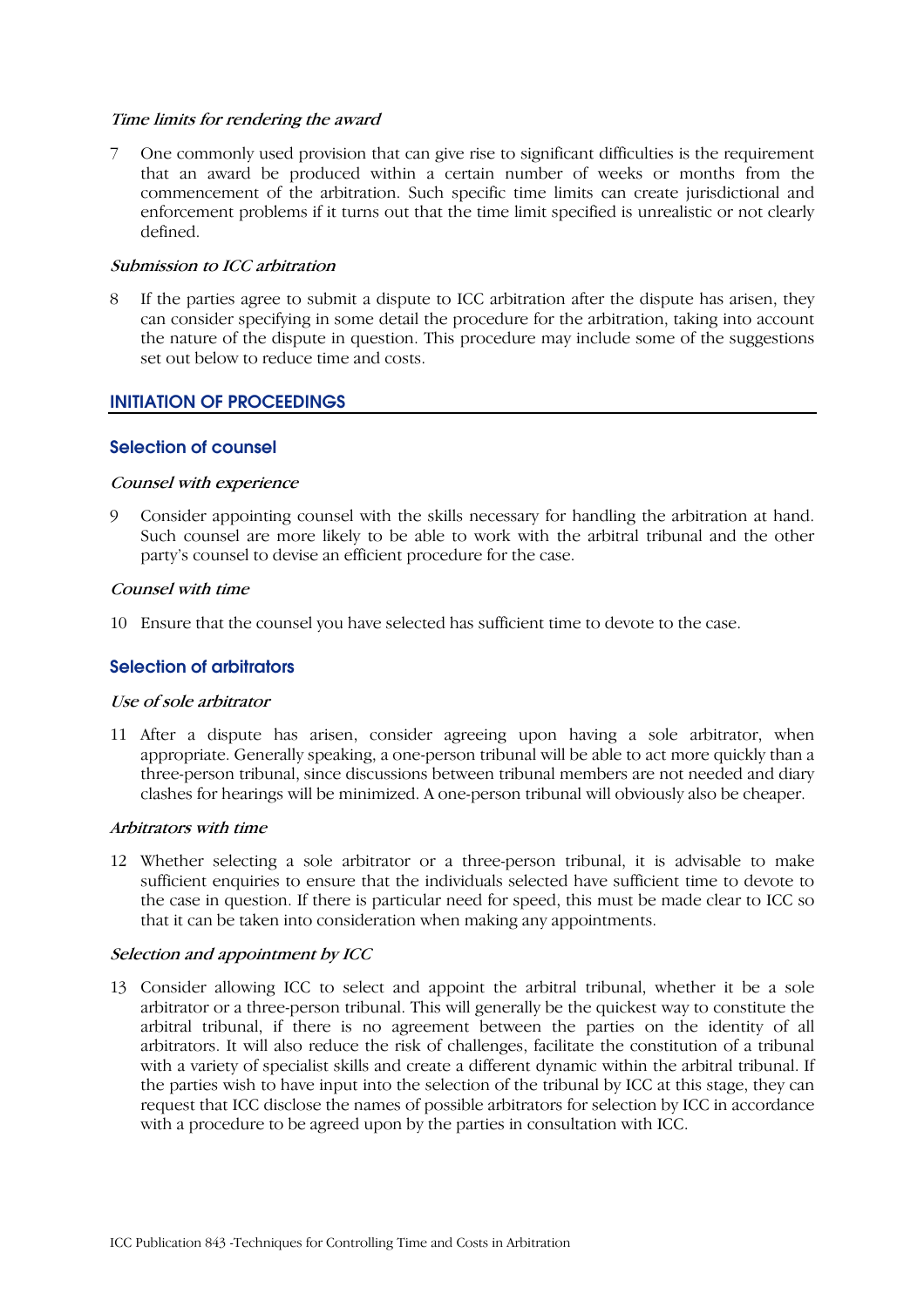*Time limits for rendering the award*

7 One commonly used provision that can give rise to significant difficulties is the requirement that an award be produced within a certain number of weeks or months from the commencement of the arbitration. Such specific time limits can create jurisdictional and enforcement problems if it turns out that the time limit specified is unrealistic or not clearly defined.

*Submission to ICC arbitration*

8 If the parties agree to submit a dispute to ICC arbitration after the dispute has arisen, they can consider specifying in some detail the procedure for the arbitration, taking into account the nature of the dispute in question. This procedure may include some of the suggestions set out below to reduce time and costs.

## INITIATION OF PROCEEDINGS

### Selection of counsel

*Counsel with experience*

9 Consider appointing counsel with the skills necessary for handling the arbitration at hand. Such counsel are more likely to be able to work with the arbitral tribunal and the other party's counsel to devise an efficient procedure for the case.

*Counsel with time*

10 Ensure that the counsel you have selected has sufficient time to devote to the case.

### Selection of arbitrators

*Use of sole arbitrator*

11 After a dispute has arisen, consider agreeing upon having a sole arbitrator, when appropriate. Generally speaking, a one-person tribunal will be able to act more quickly than a three-person tribunal, since discussions between tribunal members are not needed and diary clashes for hearings will be minimized. A one-person tribunal will obviously also be cheaper.

*Arbitrators with time*

12 Whether selecting a sole arbitrator or a three-person tribunal, it is advisable to make sufficient enquiries to ensure that the individuals selected have sufficient time to devote to the case in question. If there is particular need for speed, this must be made clear to ICC so that it can be taken into consideration when making any appointments.

*Selection and appointment by ICC*

13 Consider allowing ICC to select and appoint the arbitral tribunal, whether it be a sole arbitrator or a three-person tribunal. This will generally be the quickest way to constitute the arbitral tribunal, if there is no agreement between the parties on the identity of all arbitrators. It will also reduce the risk of challenges, facilitate the constitution of a tribunal with a variety of specialist skills and create a different dynamic within the arbitral tribunal. If the parties wish to have input into the selection of the tribunal by ICC at this stage, they can request that ICC disclose the names of possible arbitrators for selection by ICC in accordance with a procedure to be agreed upon by the parties in consultation with ICC.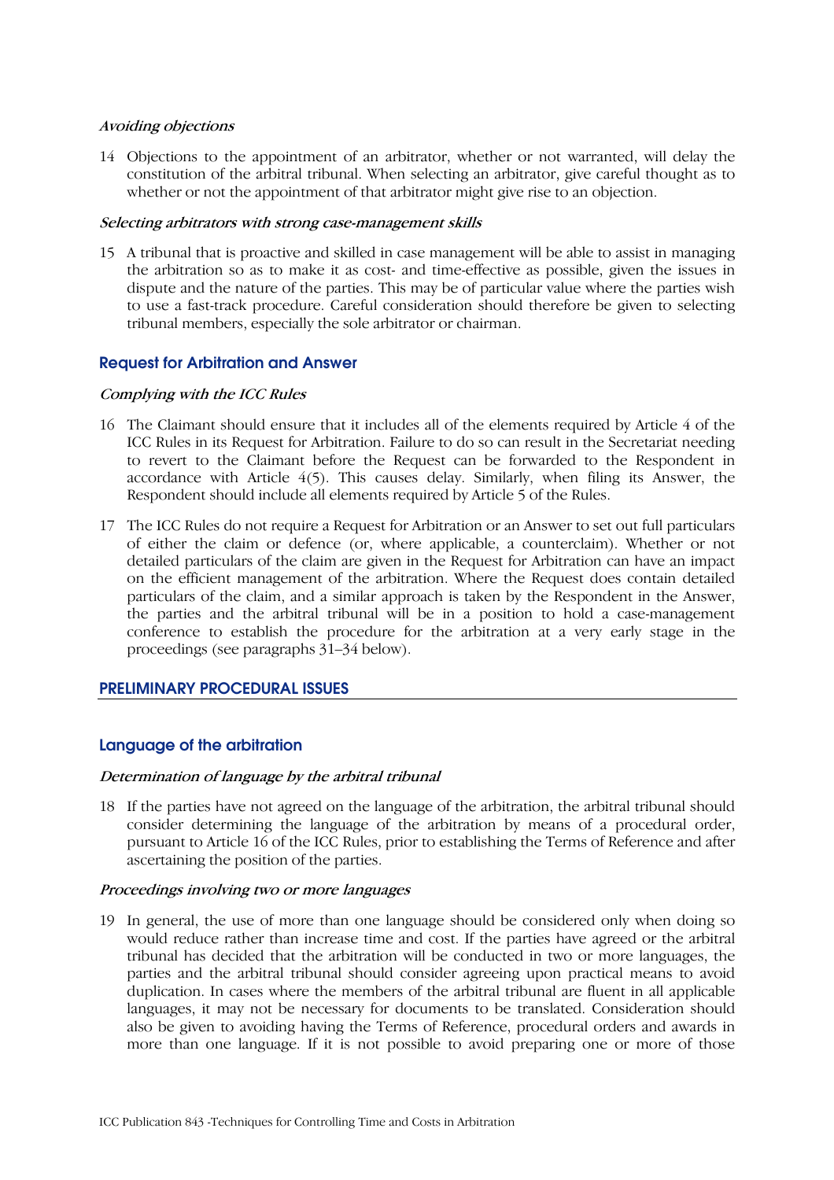#### *Avoiding objections*

14 Objections to the appointment of an arbitrator, whether or not warranted, will delay the constitution of the arbitral tribunal. When selecting an arbitrator, give careful thought as to whether or not the appointment of that arbitrator might give rise to an objection.

#### *Selecting arbitrators with strong case-management skills*

15 A tribunal that is proactive and skilled in case management will be able to assist in managing the arbitration so as to make it as cost- and time-effective as possible, given the issues in dispute and the nature of the parties. This may be of particular value where the parties wish to use a fast-track procedure. Careful consideration should therefore be given to selecting tribunal members, especially the sole arbitrator or chairman.

### Request for Arbitration and Answer

#### *Complying with the ICC Rules*

16 The Claimant should ensure that it includes all of the elements required by Article 4 of the ICC Rules in its Request for Arbitration. Failure to do so can result in the Secretariat needing to revert to the Claimant before the Request can be forwarded to the Respondent in accordance with Article 4(5). This causes delay. Similarly, when filing its Answer, the Respondent should include all elements required by Article 5 of the Rules.

17 The ICC Rules do not require a Request for Arbitration or an Answer to set out full particulars of either the claim or defence (or, where applicable, a counterclaim). Whether or not detailed particulars of the claim are given in the Request for Arbitration can have an impact on the efficient management of the arbitration. Where the Request does contain detailed particulars of the claim, and a similar approach is taken by the Respondent in the Answer, the parties and the arbitral tribunal will be in a position to hold a case-management conference to establish the procedure for the arbitration at a very early stage in the proceedings (see paragraphs 31–34 below).

## PRELIMINARY PROCEDURAL ISSUES

### Language of the arbitration

#### *Determination of language by the arbitral tribunal*

18 If the parties have not agreed on the language of the arbitration, the arbitral tribunal should consider determining the language of the arbitration by means of a procedural order, pursuant to Article 16 of the ICC Rules, prior to establishing the Terms of Reference and after ascertaining the position of the parties.

#### *Proceedings involving two or more languages*

19 In general, the use of more than one language should be considered only when doing so would reduce rather than increase time and cost. If the parties have agreed or the arbitral tribunal has decided that the arbitration will be conducted in two or more languages, the parties and the arbitral tribunal should consider agreeing upon practical means to avoid duplication. In cases where the members of the arbitral tribunal are fluent in all applicable languages, it may not be necessary for documents to be translated. Consideration should also be given to avoiding having the Terms of Reference, procedural orders and awards in more than one language. If it is not possible to avoid preparing one or more of those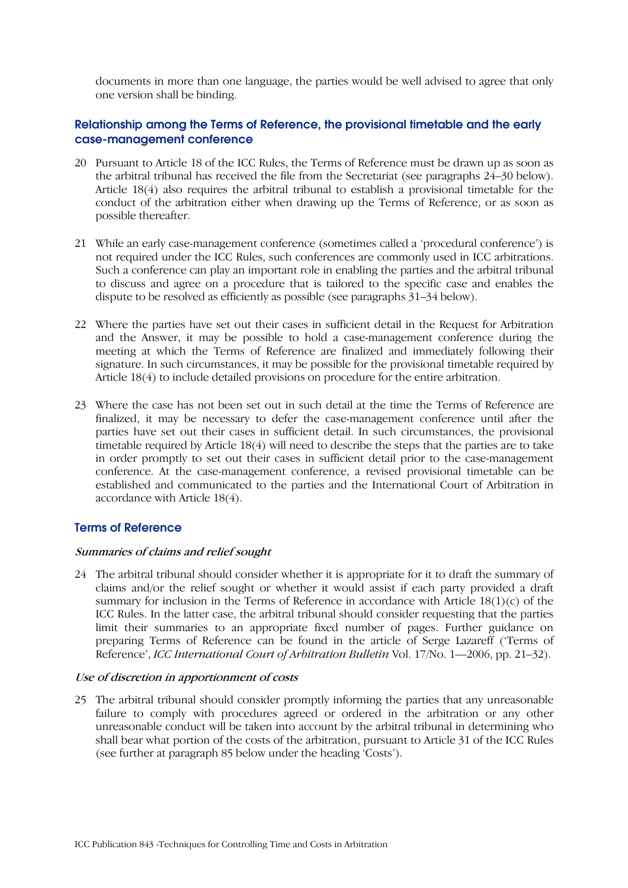documents in more than one language, the parties would be well advised to agree that only one version shall be binding.

## Relationship among the Terms of Reference, the provisional timetable and the early case-management conference

20 Pursuant to Article 18 of the ICC Rules, the Terms of Reference must be drawn up as soon as the arbitral tribunal has received the file from the Secretariat (see paragraphs 24–30 below). Article 18(4) also requires the arbitral tribunal to establish a provisional timetable for the conduct of the arbitration either when drawing up the Terms of Reference, or as soon as possible thereafter.

21 While an early case-management conference (sometimes called a 'procedural conference') is not required under the ICC Rules, such conferences are commonly used in ICC arbitrations. Such a conference can play an important role in enabling the parties and the arbitral tribunal to discuss and agree on a procedure that is tailored to the specific case and enables the dispute to be resolved as efficiently as possible (see paragraphs 31–34 below).

22 Where the parties have set out their cases in sufficient detail in the Request for Arbitration and the Answer, it may be possible to hold a case-management conference during the meeting at which the Terms of Reference are finalized and immediately following their signature. In such circumstances, it may be possible for the provisional timetable required by Article 18(4) to include detailed provisions on procedure for the entire arbitration.

23 Where the case has not been set out in such detail at the time the Terms of Reference are finalized, it may be necessary to defer the case-management conference until after the parties have set out their cases in sufficient detail. In such circumstances, the provisional timetable required by Article 18(4) will need to describe the steps that the parties are to take in order promptly to set out their cases in sufficient detail prior to the case-management conference. At the case-management conference, a revised provisional timetable can be established and communicated to the parties and the International Court of Arbitration in accordance with Article 18(4).

## Terms of Reference

### *Summaries of claims and relief sought*

24 The arbitral tribunal should consider whether it is appropriate for it to draft the summary of claims and/or the relief sought or whether it would assist if each party provided a draft summary for inclusion in the Terms of Reference in accordance with Article 18(1)(c) of the ICC Rules. In the latter case, the arbitral tribunal should consider requesting that the parties limit their summaries to an appropriate fixed number of pages. Further guidance on preparing Terms of Reference can be found in the article of Serge Lazareff ('Terms of Reference', *ICC International Court of Arbitration Bulletin* Vol. 17/No. 1—2006, pp. 21–32).

### *Use of discretion in apportionment of costs*

25 The arbitral tribunal should consider promptly informing the parties that any unreasonable failure to comply with procedures agreed or ordered in the arbitration or any other unreasonable conduct will be taken into account by the arbitral tribunal in determining who shall bear what portion of the costs of the arbitration, pursuant to Article 31 of the ICC Rules (see further at paragraph 85 below under the heading 'Costs').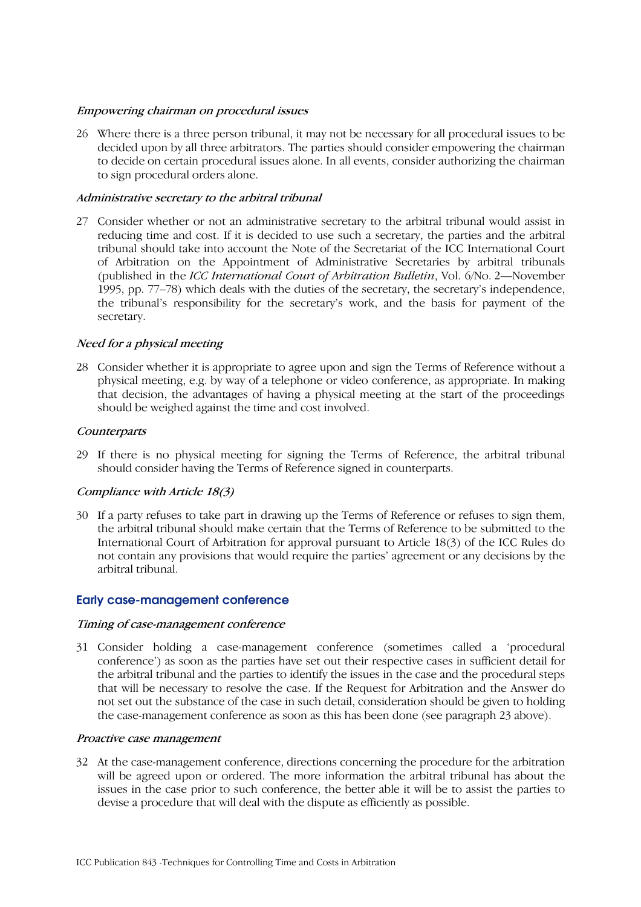### *Empowering chairman on procedural issues*

26 Where there is a three person tribunal, it may not be necessary for all procedural issues to be decided upon by all three arbitrators. The parties should consider empowering the chairman to decide on certain procedural issues alone. In all events, consider authorizing the chairman to sign procedural orders alone.

### *Administrative secretary to the arbitral tribunal*

27 Consider whether or not an administrative secretary to the arbitral tribunal would assist in reducing time and cost. If it is decided to use such a secretary, the parties and the arbitral tribunal should take into account the Note of the Secretariat of the ICC International Court of Arbitration on the Appointment of Administrative Secretaries by arbitral tribunals (published in the *ICC International Court of Arbitration Bulletin*, Vol. 6/No. 2—November 1995, pp. 77–78) which deals with the duties of the secretary, the secretary's independence, the tribunal's responsibility for the secretary's work, and the basis for payment of the secretary.

### *Need for a physical meeting*

28 Consider whether it is appropriate to agree upon and sign the Terms of Reference without a physical meeting, e.g. by way of a telephone or video conference, as appropriate. In making that decision, the advantages of having a physical meeting at the start of the proceedings should be weighed against the time and cost involved.

### *Counterparts*

29 If there is no physical meeting for signing the Terms of Reference, the arbitral tribunal should consider having the Terms of Reference signed in counterparts.

### *Compliance with Article 18(3)*

30 If a party refuses to take part in drawing up the Terms of Reference or refuses to sign them, the arbitral tribunal should make certain that the Terms of Reference to be submitted to the International Court of Arbitration for approval pursuant to Article 18(3) of the ICC Rules do not contain any provisions that would require the parties' agreement or any decisions by the arbitral tribunal.

## Early case-management conference

### *Timing of case-management conference*

31 Consider holding a case-management conference (sometimes called a 'procedural conference') as soon as the parties have set out their respective cases in sufficient detail for the arbitral tribunal and the parties to identify the issues in the case and the procedural steps that will be necessary to resolve the case. If the Request for Arbitration and the Answer do not set out the substance of the case in such detail, consideration should be given to holding the case-management conference as soon as this has been done (see paragraph 23 above).

### *Proactive case management*

32 At the case-management conference, directions concerning the procedure for the arbitration will be agreed upon or ordered. The more information the arbitral tribunal has about the issues in the case prior to such conference, the better able it will be to assist the parties to devise a procedure that will deal with the dispute as efficiently as possible.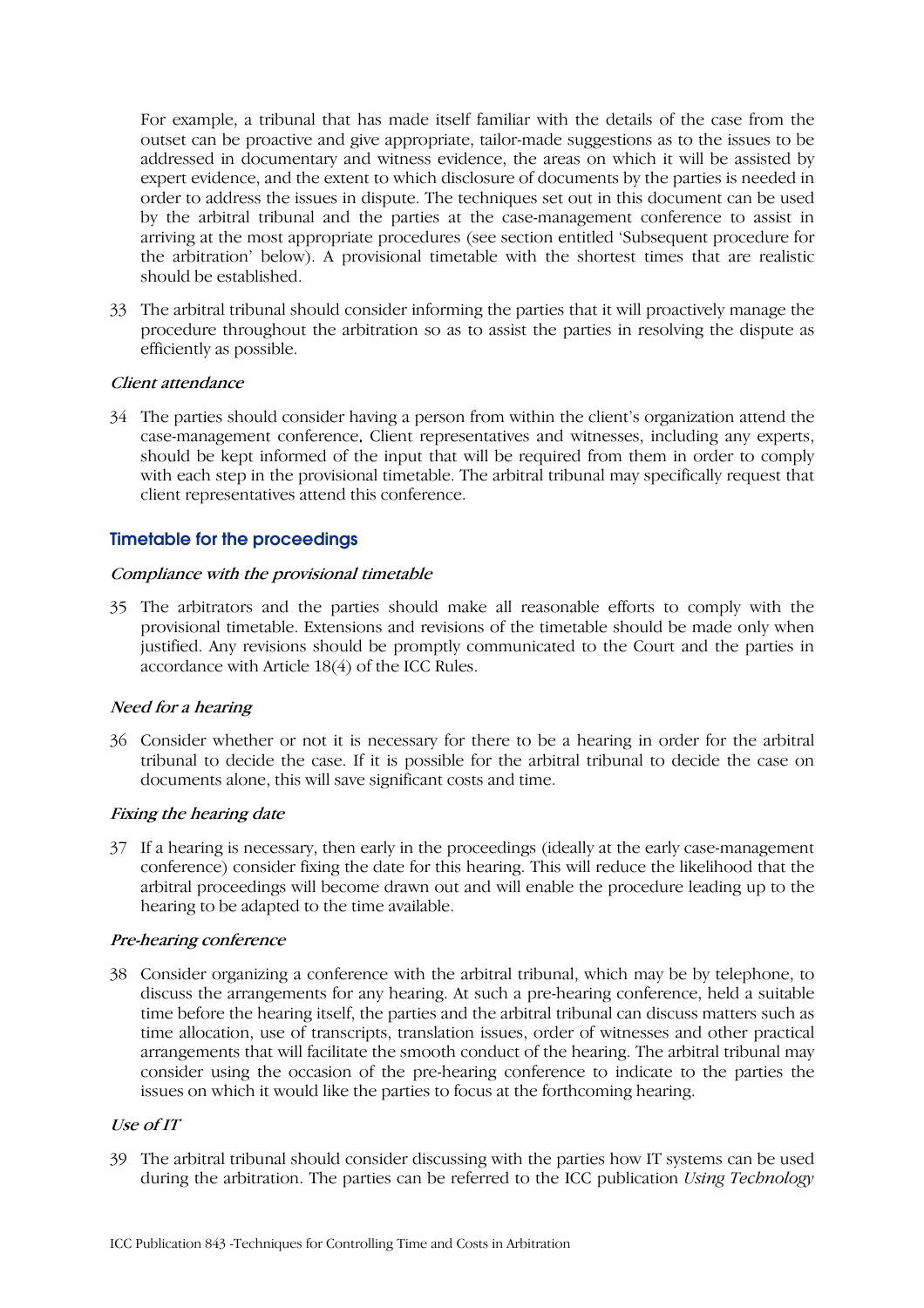For example, a tribunal that has made itself familiar with the details of the case from the outset can be proactive and give appropriate, tailor-made suggestions as to the issues to be addressed in documentary and witness evidence, the areas on which it will be assisted by expert evidence, and the extent to which disclosure of documents by the parties is needed in order to address the issues in dispute. The techniques set out in this document can be used by the arbitral tribunal and the parties at the case-management conference to assist in arriving at the most appropriate procedures (see section entitled 'Subsequent procedure for the arbitration' below). A provisional timetable with the shortest times that are realistic should be established.

33 The arbitral tribunal should consider informing the parties that it will proactively manage the procedure throughout the arbitration so as to assist the parties in resolving the dispute as efficiently as possible.

#### *Client attendance*

34 The parties should consider having a person from within the client's organization attend the case-management conference. Client representatives and witnesses, including any experts, should be kept informed of the input that will be required from them in order to comply with each step in the provisional timetable. The arbitral tribunal may specifically request that client representatives attend this conference.

### Timetable for the proceedings

#### *Compliance with the provisional timetable*

35 The arbitrators and the parties should make all reasonable efforts to comply with the provisional timetable. Extensions and revisions of the timetable should be made only when justified. Any revisions should be promptly communicated to the Court and the parties in accordance with Article 18(4) of the ICC Rules.

#### *Need for a hearing*

36 Consider whether or not it is necessary for there to be a hearing in order for the arbitral tribunal to decide the case. If it is possible for the arbitral tribunal to decide the case on documents alone, this will save significant costs and time.

#### *Fixing the hearing date*

37 If a hearing is necessary, then early in the proceedings (ideally at the early case-management conference) consider fixing the date for this hearing. This will reduce the likelihood that the arbitral proceedings will become drawn out and will enable the procedure leading up to the hearing to be adapted to the time available.

#### *Pre-hearing conference*

38 Consider organizing a conference with the arbitral tribunal, which may be by telephone, to discuss the arrangements for any hearing. At such a pre-hearing conference, held a suitable time before the hearing itself, the parties and the arbitral tribunal can discuss matters such as time allocation, use of transcripts, translation issues, order of witnesses and other practical arrangements that will facilitate the smooth conduct of the hearing. The arbitral tribunal may consider using the occasion of the pre-hearing conference to indicate to the parties the issues on which it would like the parties to focus at the forthcoming hearing.

#### *Use of IT*

39 The arbitral tribunal should consider discussing with the parties how IT systems can be used during the arbitration. The parties can be referred to the ICC publication *Using Technology*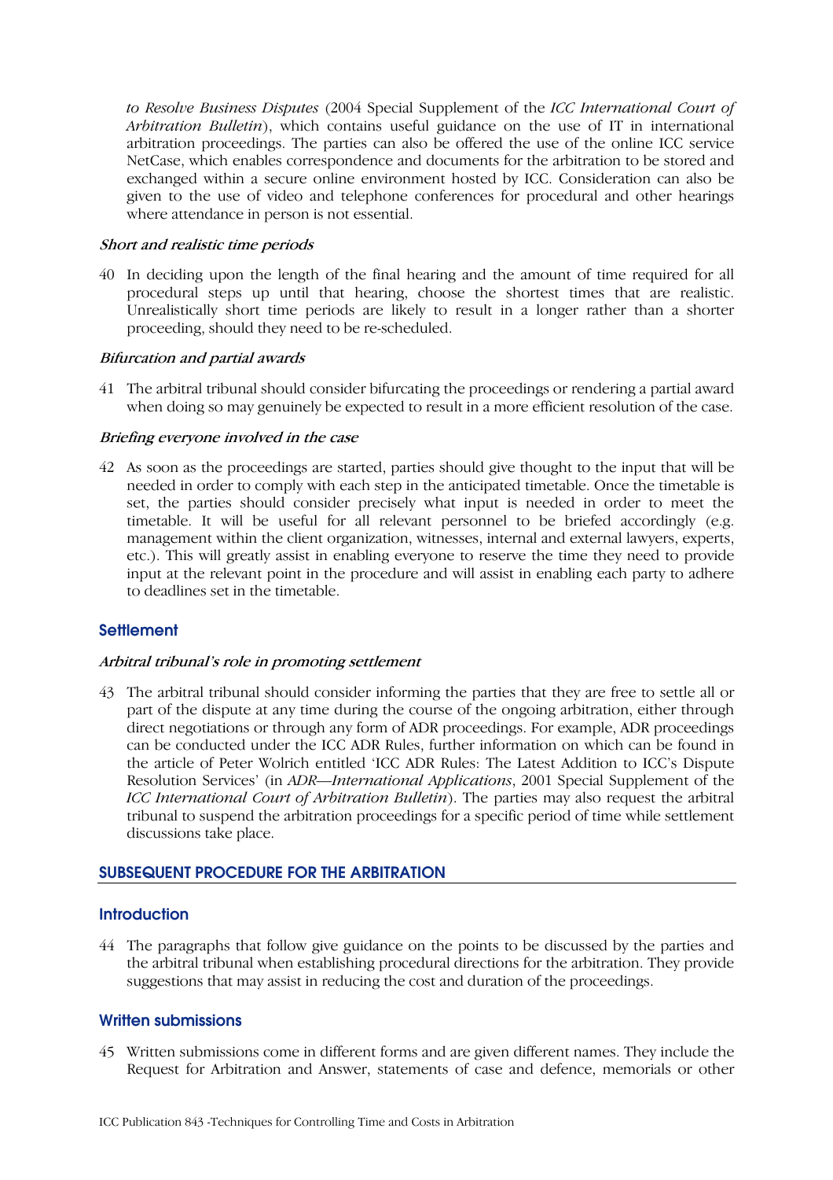*to Resolve Business Disputes* (2004 Special Supplement of the *ICC International Court of Arbitration Bulletin*), which contains useful guidance on the use of IT in international arbitration proceedings. The parties can also be offered the use of the online ICC service NetCase, which enables correspondence and documents for the arbitration to be stored and exchanged within a secure online environment hosted by ICC. Consideration can also be given to the use of video and telephone conferences for procedural and other hearings where attendance in person is not essential.

#### *Short and realistic time periods*

40 In deciding upon the length of the final hearing and the amount of time required for all procedural steps up until that hearing, choose the shortest times that are realistic. Unrealistically short time periods are likely to result in a longer rather than a shorter proceeding, should they need to be re-scheduled.

#### *Bifurcation and partial awards*

41 The arbitral tribunal should consider bifurcating the proceedings or rendering a partial award when doing so may genuinely be expected to result in a more efficient resolution of the case.

#### *Briefing everyone involved in the case*

42 As soon as the proceedings are started, parties should give thought to the input that will be needed in order to comply with each step in the anticipated timetable. Once the timetable is set, the parties should consider precisely what input is needed in order to meet the timetable. It will be useful for all relevant personnel to be briefed accordingly (e.g. management within the client organization, witnesses, internal and external lawyers, experts, etc.). This will greatly assist in enabling everyone to reserve the time they need to provide input at the relevant point in the procedure and will assist in enabling each party to adhere to deadlines set in the timetable.

### Settlement

#### *Arbitral tribunal's role in promoting settlement*

43 The arbitral tribunal should consider informing the parties that they are free to settle all or part of the dispute at any time during the course of the ongoing arbitration, either through direct negotiations or through any form of ADR proceedings. For example, ADR proceedings can be conducted under the ICC ADR Rules, further information on which can be found in the article of Peter Wolrich entitled 'ICC ADR Rules: The Latest Addition to ICC's Dispute Resolution Services' (in *ADR—International Applications*, 2001 Special Supplement of the *ICC International Court of Arbitration Bulletin*). The parties may also request the arbitral tribunal to suspend the arbitration proceedings for a specific period of time while settlement discussions take place.

## SUBSEQUENT PROCEDURE FOR THE ARBITRATION

### Introduction

44 The paragraphs that follow give guidance on the points to be discussed by the parties and the arbitral tribunal when establishing procedural directions for the arbitration. They provide suggestions that may assist in reducing the cost and duration of the proceedings.

### Written submissions

45 Written submissions come in different forms and are given different names. They include the Request for Arbitration and Answer, statements of case and defence, memorials or other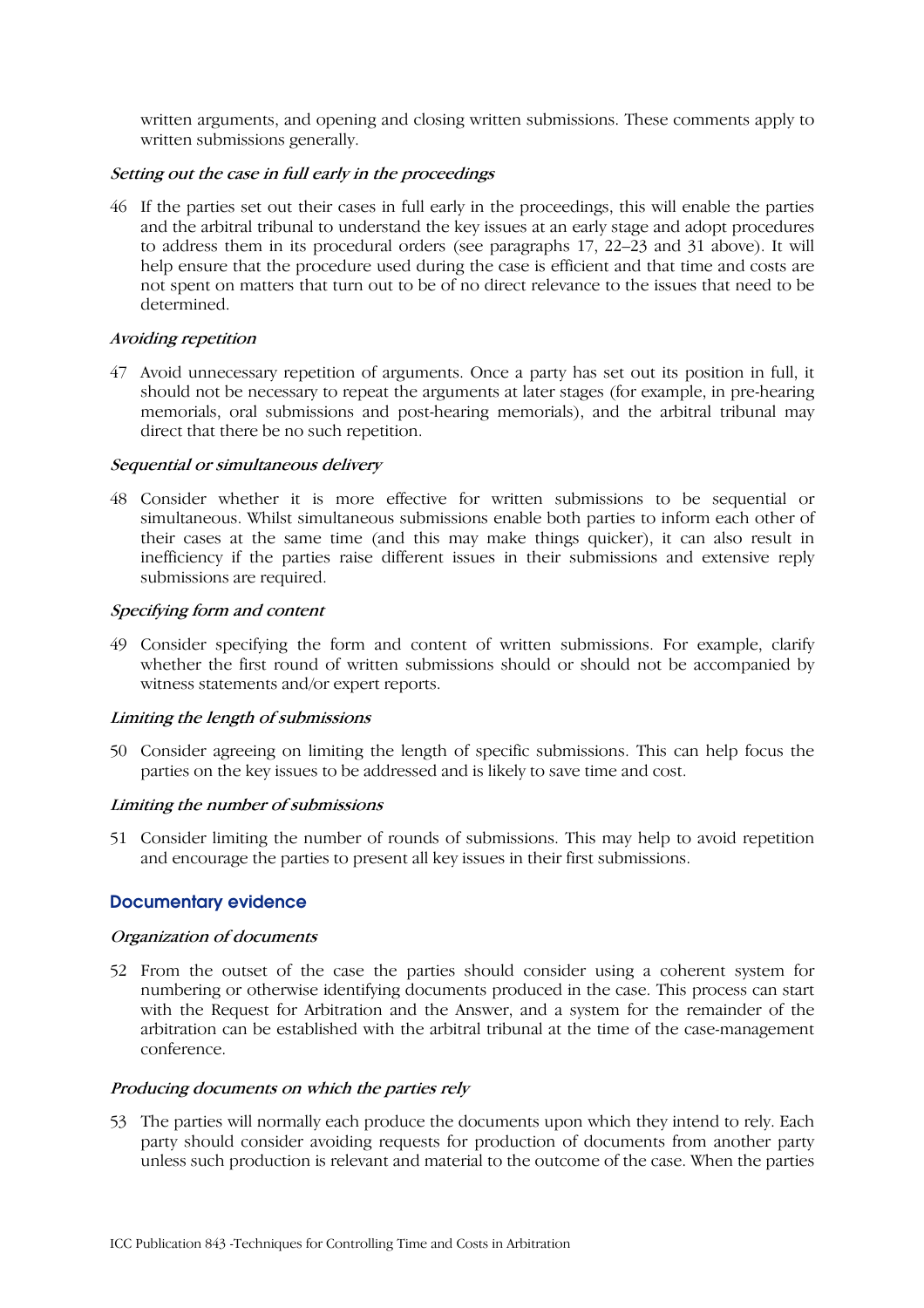written arguments, and opening and closing written submissions. These comments apply to written submissions generally.

*Setting out the case in full early in the proceedings*

46 If the parties set out their cases in full early in the proceedings, this will enable the parties and the arbitral tribunal to understand the key issues at an early stage and adopt procedures to address them in its procedural orders (see paragraphs 17, 22–23 and 31 above). It will help ensure that the procedure used during the case is efficient and that time and costs are not spent on matters that turn out to be of no direct relevance to the issues that need to be determined.

*Avoiding repetition*

47 Avoid unnecessary repetition of arguments. Once a party has set out its position in full, it should not be necessary to repeat the arguments at later stages (for example, in pre-hearing memorials, oral submissions and post-hearing memorials), and the arbitral tribunal may direct that there be no such repetition.

*Sequential or simultaneous delivery*

48 Consider whether it is more effective for written submissions to be sequential or simultaneous. Whilst simultaneous submissions enable both parties to inform each other of their cases at the same time (and this may make things quicker), it can also result in inefficiency if the parties raise different issues in their submissions and extensive reply submissions are required.

*Specifying form and content*

49 Consider specifying the form and content of written submissions. For example, clarify whether the first round of written submissions should or should not be accompanied by witness statements and/or expert reports.

*Limiting the length of submissions*

50 Consider agreeing on limiting the length of specific submissions. This can help focus the parties on the key issues to be addressed and is likely to save time and cost.

*Limiting the number of submissions*

51 Consider limiting the number of rounds of submissions. This may help to avoid repetition and encourage the parties to present all key issues in their first submissions.

## Documentary evidence

*Organization of documents*

52 From the outset of the case the parties should consider using a coherent system for numbering or otherwise identifying documents produced in the case. This process can start with the Request for Arbitration and the Answer, and a system for the remainder of the arbitration can be established with the arbitral tribunal at the time of the case-management conference.

*Producing documents on which the parties rely*

53 The parties will normally each produce the documents upon which they intend to rely. Each party should consider avoiding requests for production of documents from another party unless such production is relevant and material to the outcome of the case. When the parties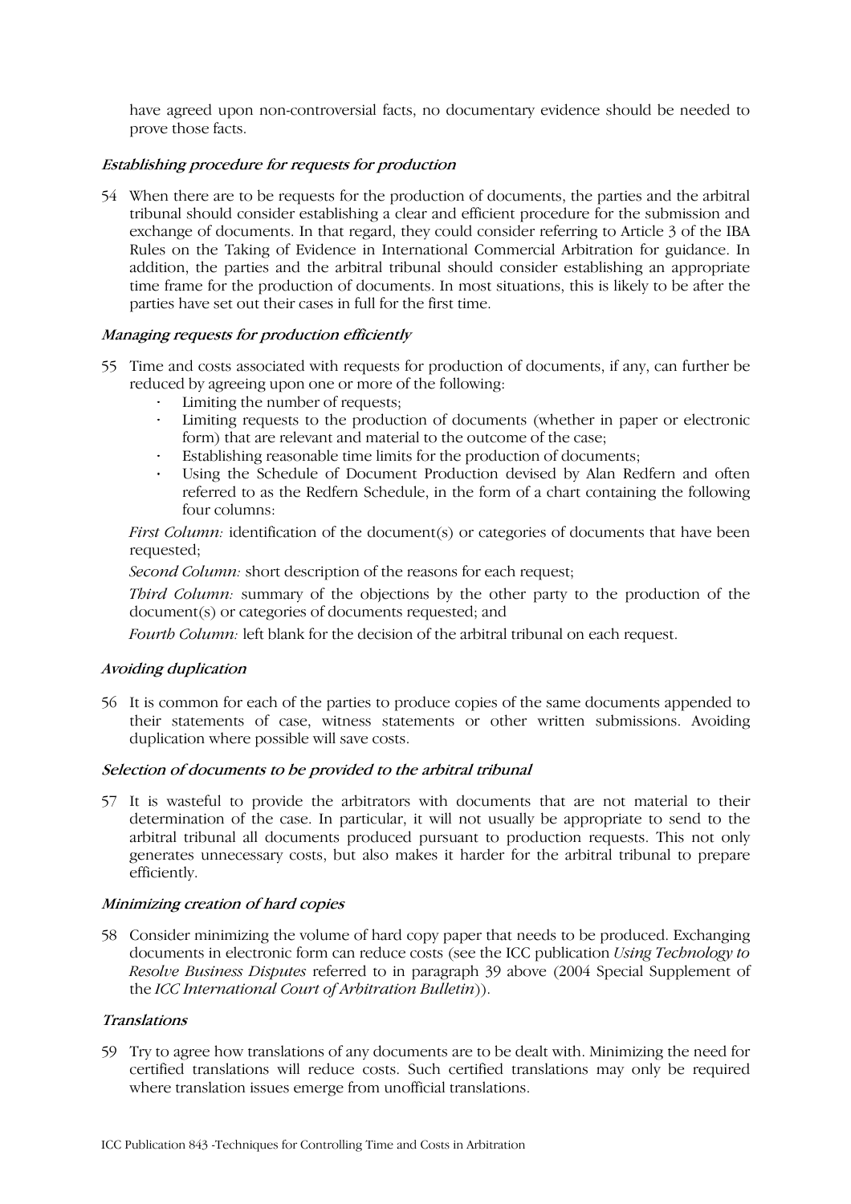have agreed upon non-controversial facts, no documentary evidence should be needed to prove those facts.

### *Establishing procedure for requests for production*

54 When there are to be requests for the production of documents, the parties and the arbitral tribunal should consider establishing a clear and efficient procedure for the submission and exchange of documents. In that regard, they could consider referring to Article 3 of the IBA Rules on the Taking of Evidence in International Commercial Arbitration for guidance. In addition, the parties and the arbitral tribunal should consider establishing an appropriate time frame for the production of documents. In most situations, this is likely to be after the parties have set out their cases in full for the first time.

### *Managing requests for production efficiently*

55 Time and costs associated with requests for production of documents, if any, can further be reduced by agreeing upon one or more of the following:

- Limiting the number of requests;
- Limiting requests to the production of documents (whether in paper or electronic form) that are relevant and material to the outcome of the case;
- Establishing reasonable time limits for the production of documents;
- Using the Schedule of Document Production devised by Alan Redfern and often referred to as the Redfern Schedule, in the form of a chart containing the following four columns:

*First Column:* identification of the document(s) or categories of documents that have been requested;

*Second Column:* short description of the reasons for each request;

*Third Column:* summary of the objections by the other party to the production of the document(s) or categories of documents requested; and

*Fourth Column:* left blank for the decision of the arbitral tribunal on each request.

### *Avoiding duplication*

56 It is common for each of the parties to produce copies of the same documents appended to their statements of case, witness statements or other written submissions. Avoiding duplication where possible will save costs.

### *Selection of documents to be provided to the arbitral tribunal*

57 It is wasteful to provide the arbitrators with documents that are not material to their determination of the case. In particular, it will not usually be appropriate to send to the arbitral tribunal all documents produced pursuant to production requests. This not only generates unnecessary costs, but also makes it harder for the arbitral tribunal to prepare efficiently.

### *Minimizing creation of hard copies*

58 Consider minimizing the volume of hard copy paper that needs to be produced. Exchanging documents in electronic form can reduce costs (see the ICC publication *Using Technology to Resolve Business Disputes* referred to in paragraph 39 above (2004 Special Supplement of the *ICC International Court of Arbitration Bulletin*)).

### *Translations*

59 Try to agree how translations of any documents are to be dealt with. Minimizing the need for certified translations will reduce costs. Such certified translations may only be required where translation issues emerge from unofficial translations.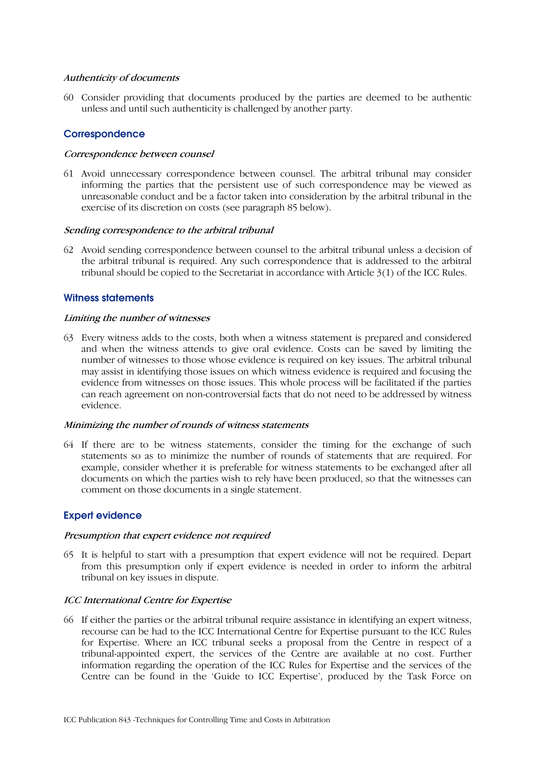*Authenticity of documents*

60 Consider providing that documents produced by the parties are deemed to be authentic unless and until such authenticity is challenged by another party.

## Correspondence

*Correspondence between counsel*

61 Avoid unnecessary correspondence between counsel. The arbitral tribunal may consider informing the parties that the persistent use of such correspondence may be viewed as unreasonable conduct and be a factor taken into consideration by the arbitral tribunal in the exercise of its discretion on costs (see paragraph 85 below).

*Sending correspondence to the arbitral tribunal*

62 Avoid sending correspondence between counsel to the arbitral tribunal unless a decision of the arbitral tribunal is required. Any such correspondence that is addressed to the arbitral tribunal should be copied to the Secretariat in accordance with Article 3(1) of the ICC Rules.

## Witness statements

*Limiting the number of witnesses*

63 Every witness adds to the costs, both when a witness statement is prepared and considered and when the witness attends to give oral evidence. Costs can be saved by limiting the number of witnesses to those whose evidence is required on key issues. The arbitral tribunal may assist in identifying those issues on which witness evidence is required and focusing the evidence from witnesses on those issues. This whole process will be facilitated if the parties can reach agreement on non-controversial facts that do not need to be addressed by witness evidence.

*Minimizing the number of rounds of witness statements*

64 If there are to be witness statements, consider the timing for the exchange of such statements so as to minimize the number of rounds of statements that are required. For example, consider whether it is preferable for witness statements to be exchanged after all documents on which the parties wish to rely have been produced, so that the witnesses can comment on those documents in a single statement.

## Expert evidence

*Presumption that expert evidence not required*

65 It is helpful to start with a presumption that expert evidence will not be required. Depart from this presumption only if expert evidence is needed in order to inform the arbitral tribunal on key issues in dispute.

*ICC International Centre for Expertise*

66 If either the parties or the arbitral tribunal require assistance in identifying an expert witness, recourse can be had to the ICC International Centre for Expertise pursuant to the ICC Rules for Expertise. Where an ICC tribunal seeks a proposal from the Centre in respect of a tribunal-appointed expert, the services of the Centre are available at no cost. Further information regarding the operation of the ICC Rules for Expertise and the services of the Centre can be found in the 'Guide to ICC Expertise', produced by the Task Force on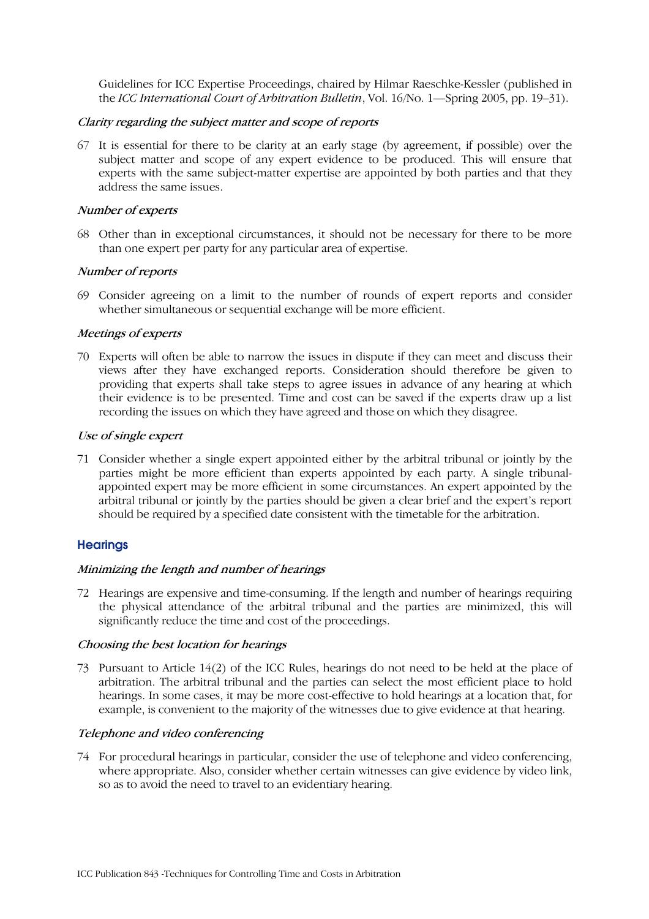Guidelines for ICC Expertise Proceedings, chaired by Hilmar Raeschke-Kessler (published in the *ICC International Court of Arbitration Bulletin*, Vol. 16/No. 1—Spring 2005, pp. 19–31).

*Clarity regarding the subject matter and scope of reports*

67 It is essential for there to be clarity at an early stage (by agreement, if possible) over the subject matter and scope of any expert evidence to be produced. This will ensure that experts with the same subject-matter expertise are appointed by both parties and that they address the same issues.

*Number of experts*

68 Other than in exceptional circumstances, it should not be necessary for there to be more than one expert per party for any particular area of expertise.

*Number of reports*

69 Consider agreeing on a limit to the number of rounds of expert reports and consider whether simultaneous or sequential exchange will be more efficient.

*Meetings of experts*

70 Experts will often be able to narrow the issues in dispute if they can meet and discuss their views after they have exchanged reports. Consideration should therefore be given to providing that experts shall take steps to agree issues in advance of any hearing at which their evidence is to be presented. Time and cost can be saved if the experts draw up a list recording the issues on which they have agreed and those on which they disagree.

*Use of single expert*

71 Consider whether a single expert appointed either by the arbitral tribunal or jointly by the parties might be more efficient than experts appointed by each party. A single tribunal-appointed expert may be more efficient in some circumstances. An expert appointed by the arbitral tribunal or jointly by the parties should be given a clear brief and the expert's report should be required by a specified date consistent with the timetable for the arbitration.

## Hearings

*Minimizing the length and number of hearings*

72 Hearings are expensive and time-consuming. If the length and number of hearings requiring the physical attendance of the arbitral tribunal and the parties are minimized, this will significantly reduce the time and cost of the proceedings.

*Choosing the best location for hearings*

73 Pursuant to Article 14(2) of the ICC Rules, hearings do not need to be held at the place of arbitration. The arbitral tribunal and the parties can select the most efficient place to hold hearings. In some cases, it may be more cost-effective to hold hearings at a location that, for example, is convenient to the majority of the witnesses due to give evidence at that hearing.

*Telephone and video conferencing*

74 For procedural hearings in particular, consider the use of telephone and video conferencing, where appropriate. Also, consider whether certain witnesses can give evidence by video link, so as to avoid the need to travel to an evidentiary hearing.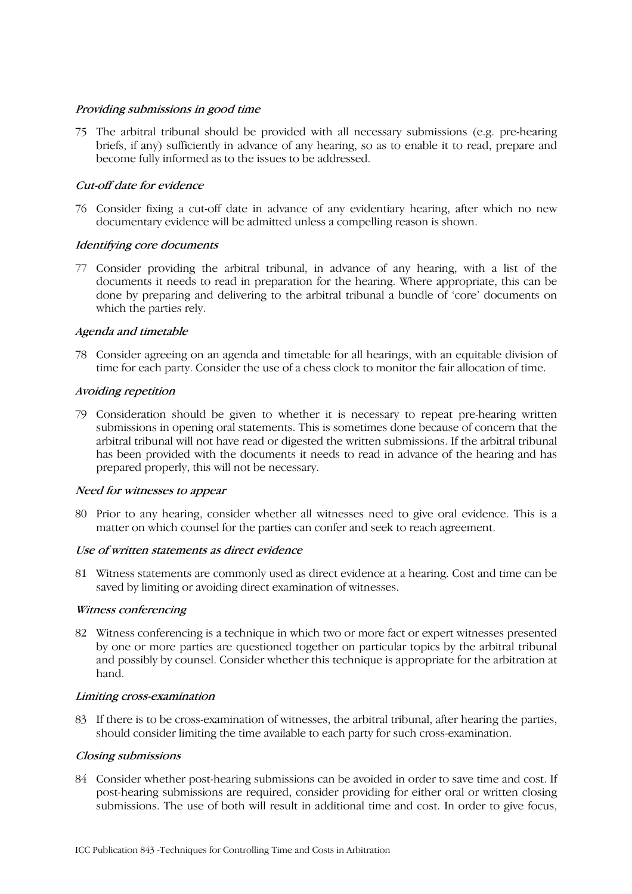*Providing submissions in good time*

75 The arbitral tribunal should be provided with all necessary submissions (e.g. pre-hearing briefs, if any) sufficiently in advance of any hearing, so as to enable it to read, prepare and become fully informed as to the issues to be addressed.

*Cut-off date for evidence*

76 Consider fixing a cut-off date in advance of any evidentiary hearing, after which no new documentary evidence will be admitted unless a compelling reason is shown.

*Identifying core documents*

77 Consider providing the arbitral tribunal, in advance of any hearing, with a list of the documents it needs to read in preparation for the hearing. Where appropriate, this can be done by preparing and delivering to the arbitral tribunal a bundle of 'core' documents on which the parties rely.

*Agenda and timetable*

78 Consider agreeing on an agenda and timetable for all hearings, with an equitable division of time for each party. Consider the use of a chess clock to monitor the fair allocation of time.

*Avoiding repetition*

79 Consideration should be given to whether it is necessary to repeat pre-hearing written submissions in opening oral statements. This is sometimes done because of concern that the arbitral tribunal will not have read or digested the written submissions. If the arbitral tribunal has been provided with the documents it needs to read in advance of the hearing and has prepared properly, this will not be necessary.

*Need for witnesses to appear*

80 Prior to any hearing, consider whether all witnesses need to give oral evidence. This is a matter on which counsel for the parties can confer and seek to reach agreement.

*Use of written statements as direct evidence*

81 Witness statements are commonly used as direct evidence at a hearing. Cost and time can be saved by limiting or avoiding direct examination of witnesses.

*Witness conferencing*

82 Witness conferencing is a technique in which two or more fact or expert witnesses presented by one or more parties are questioned together on particular topics by the arbitral tribunal and possibly by counsel. Consider whether this technique is appropriate for the arbitration at hand.

*Limiting cross-examination*

83 If there is to be cross-examination of witnesses, the arbitral tribunal, after hearing the parties, should consider limiting the time available to each party for such cross-examination.

*Closing submissions*

84 Consider whether post-hearing submissions can be avoided in order to save time and cost. If post-hearing submissions are required, consider providing for either oral or written closing submissions. The use of both will result in additional time and cost. In order to give focus,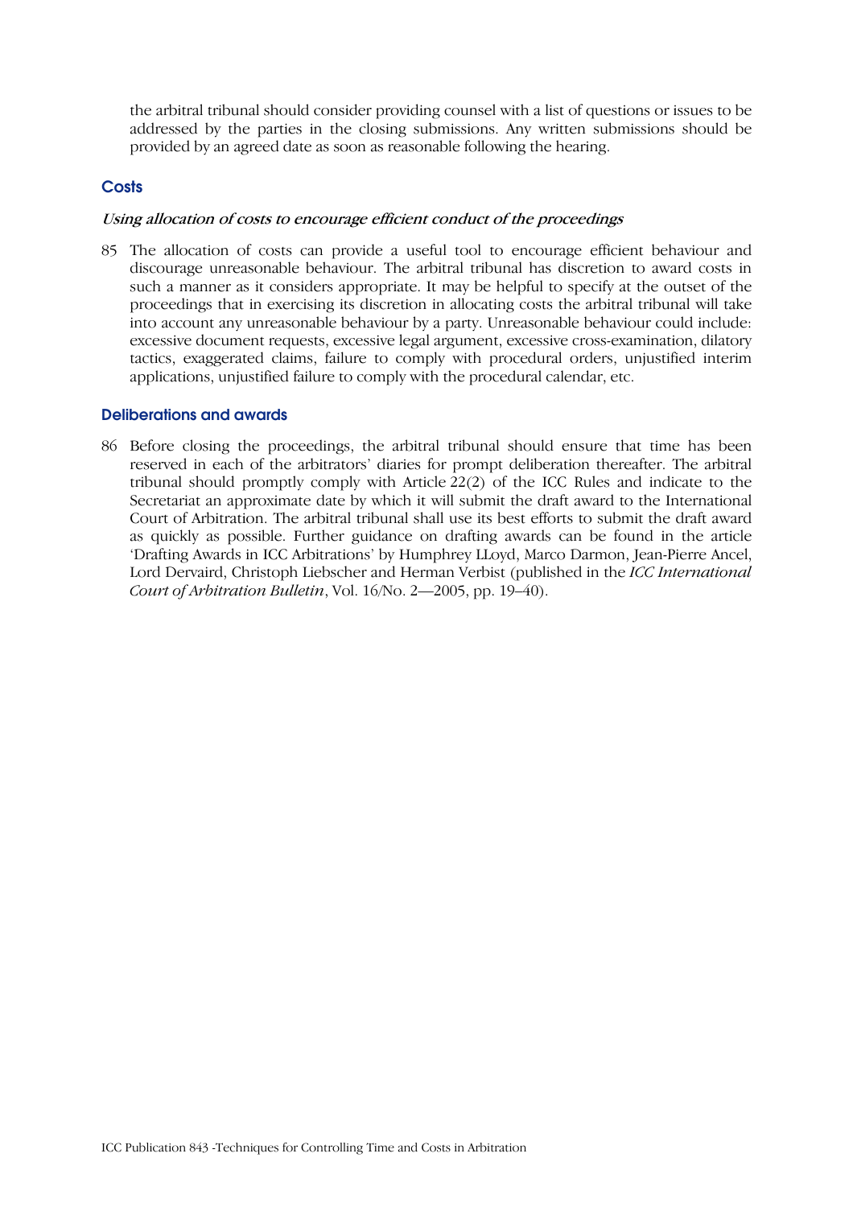the arbitral tribunal should consider providing counsel with a list of questions or issues to be addressed by the parties in the closing submissions. Any written submissions should be provided by an agreed date as soon as reasonable following the hearing.

## Costs

### *Using allocation of costs to encourage efficient conduct of the proceedings*

85 The allocation of costs can provide a useful tool to encourage efficient behaviour and discourage unreasonable behaviour. The arbitral tribunal has discretion to award costs in such a manner as it considers appropriate. It may be helpful to specify at the outset of the proceedings that in exercising its discretion in allocating costs the arbitral tribunal will take into account any unreasonable behaviour by a party. Unreasonable behaviour could include: excessive document requests, excessive legal argument, excessive cross-examination, dilatory tactics, exaggerated claims, failure to comply with procedural orders, unjustified interim applications, unjustified failure to comply with the procedural calendar, etc.

## Deliberations and awards

86 Before closing the proceedings, the arbitral tribunal should ensure that time has been reserved in each of the arbitrators' diaries for prompt deliberation thereafter. The arbitral tribunal should promptly comply with Article 22(2) of the ICC Rules and indicate to the Secretariat an approximate date by which it will submit the draft award to the International Court of Arbitration. The arbitral tribunal shall use its best efforts to submit the draft award as quickly as possible. Further guidance on drafting awards can be found in the article 'Drafting Awards in ICC Arbitrations' by Humphrey LLoyd, Marco Darmon, Jean-Pierre Ancel, Lord Dervaird, Christoph Liebscher and Herman Verbist (published in the *ICC International Court of Arbitration Bulletin*, Vol. 16/No. 2—2005, pp. 19–40).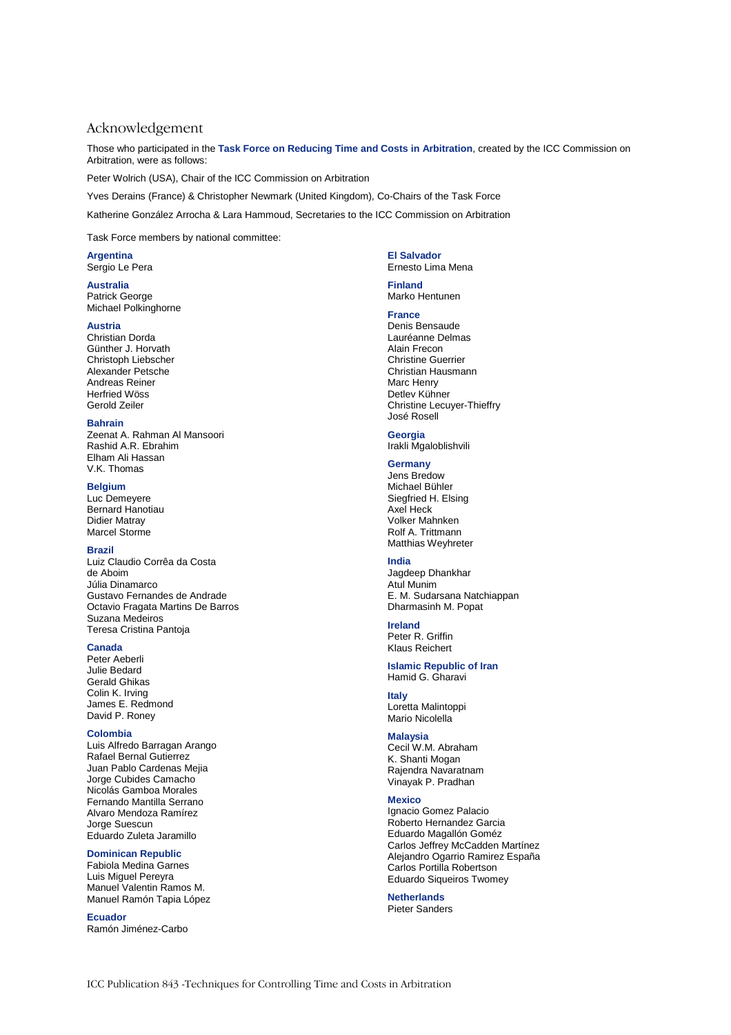# Acknowledgement

Those who participated in the **Task Force on Reducing Time and Costs in Arbitration**, created by the ICC Commission on Arbitration, were as follows:

Peter Wolrich (USA), Chair of the ICC Commission on Arbitration

Yves Derains (France) & Christopher Newmark (United Kingdom), Co-Chairs of the Task Force

Katherine González Arrocha & Lara Hammoud, Secretaries to the ICC Commission on Arbitration

Task Force members by national committee:

**Argentina**
Sergio Le Pera

**Australia**
Patrick George
Michael Polkinghorne

**Austria**
Christian Dorda
Günther J. Horvath
Christoph Liebscher
Alexander Petsche
Andreas Reiner
Herfried Wöss
Gerold Zeiler

**Bahrain**
Zeenat A. Rahman Al Mansoori
Rashid A.R. Ebrahim
Elham Ali Hassan
V.K. Thomas

**Belgium**
Luc Demeyere
Bernard Hanotiau
Didier Matray
Marcel Storme

**Brazil**
Luiz Claudio Corrêa da Costa de Aboim
Júlia Dinamarco
Gustavo Fernandes de Andrade
Octavio Fragata Martins De Barros
Suzana Medeiros
Teresa Cristina Pantoja

**Canada**
Peter Aeberli
Julie Bedard
Gerald Ghikas
Colin K. Irving
James E. Redmond
David P. Roney

**Colombia**
Luis Alfredo Barragan Arango
Rafael Bernal Gutierrez
Juan Pablo Cardenas Mejia
Jorge Cubides Camacho
Nicolás Gamboa Morales
Fernando Mantilla Serrano
Alvaro Mendoza Ramírez
Jorge Suescun
Eduardo Zuleta Jaramillo

**Dominican Republic**
Fabiola Medina Garnes
Luis Miguel Pereyra
Manuel Valentin Ramos M.
Manuel Ramón Tapia López

**Ecuador**
Ramón Jiménez-Carbo

**El Salvador**
Ernesto Lima Mena

**Finland**
Marko Hentunen

**France**
Denis Bensaude
Lauréanne Delmas
Alain Frecon
Christine Guerrier
Christian Hausmann
Marc Henry
Detlev Kühner
Christine Lecuyer-Thieffry
José Rosell

**Georgia**
Irakli Mgaloblishvili

**Germany**
Jens Bredow
Michael Bühler
Siegfried H. Elsing
Axel Heck
Volker Mahnken
Rolf A. Trittmann
Matthias Weyhreter

**India**
Jagdeep Dhankhar
Atul Munim
E. M. Sudarsana Natchiappan
Dharmasinh M. Popat

**Ireland**
Peter R. Griffin
Klaus Reichert

**Islamic Republic of Iran**
Hamid G. Gharavi

**Italy**
Loretta Malintoppi
Mario Nicolella

**Malaysia**
Cecil W.M. Abraham
K. Shanti Mogan
Rajendra Navaratnam
Vinayak P. Pradhan

**Mexico**
Ignacio Gomez Palacio
Roberto Hernandez Garcia
Eduardo Magallón Goméz
Carlos Jeffrey McCadden Martínez
Alejandro Ogarrio Ramirez España
Carlos Portilla Robertson
Eduardo Siqueiros Twomey

**Netherlands**
Pieter Sanders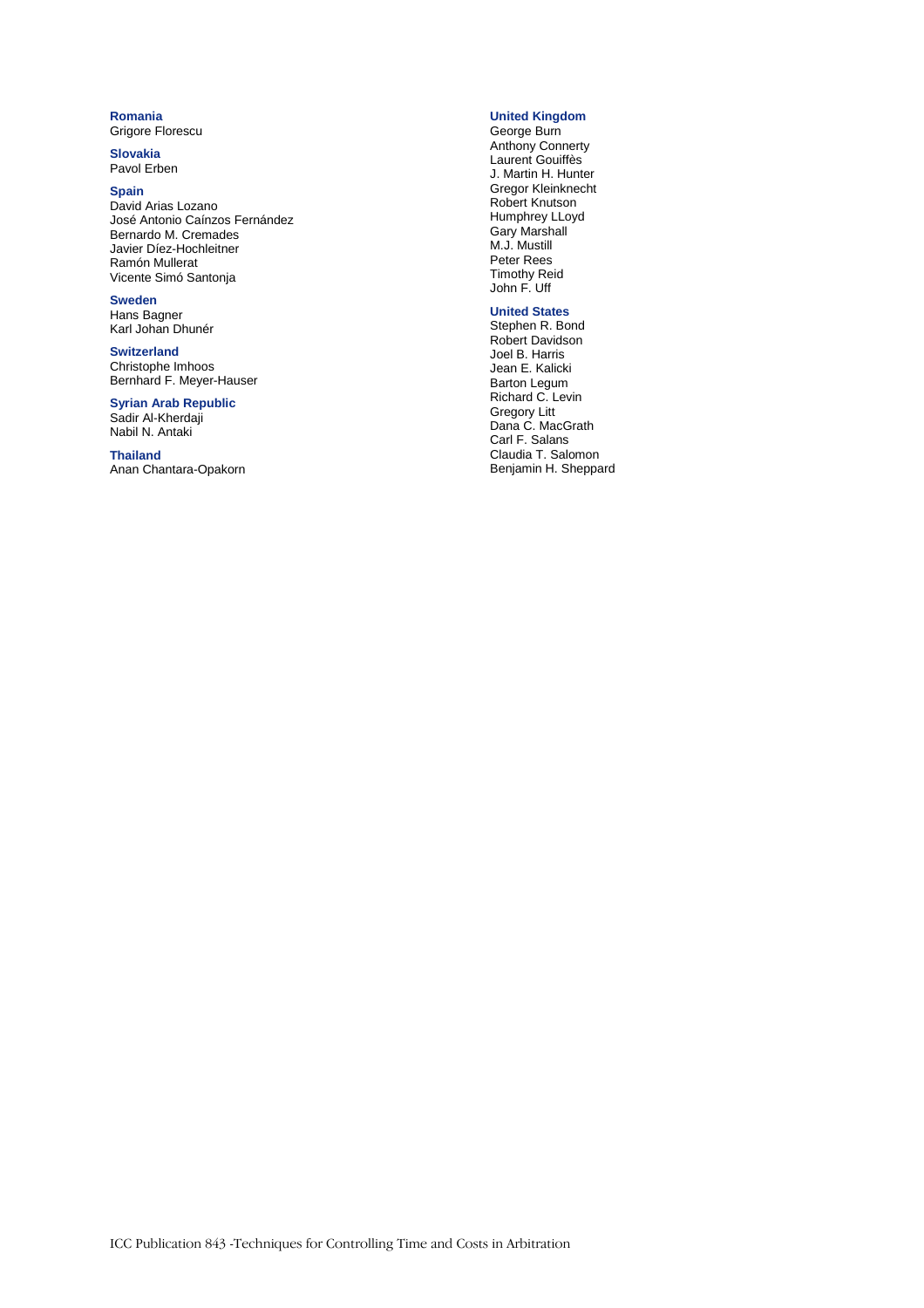**Romania**
Grigore Florescu

**Slovakia**
Pavol Erben

**Spain**
David Arias Lozano
José Antonio Caínzos Fernández
Bernardo M. Cremades
Javier Díez-Hochleitner
Ramón Mullerat
Vicente Simó Santonja

**Sweden**
Hans Bagner
Karl Johan Dhunér

**Switzerland**
Christophe Imhoos
Bernhard F. Meyer-Hauser

**Syrian Arab Republic**
Sadir Al-Kherdaji
Nabil N. Antaki

**Thailand**
Anan Chantara-Opakorn

**United Kingdom**
George Burn
Anthony Connerty
Laurent Gouiffès
J. Martin H. Hunter
Gregor Kleinknecht
Robert Knutson
Humphrey LLoyd
Gary Marshall
M.J. Mustill
Peter Rees
Timothy Reid
John F. Uff

**United States**
Stephen R. Bond
Robert Davidson
Joel B. Harris
Jean E. Kalicki
Barton Legum
Richard C. Levin
Gregory Litt
Dana C. MacGrath
Carl F. Salans
Claudia T. Salomon
Benjamin H. Sheppard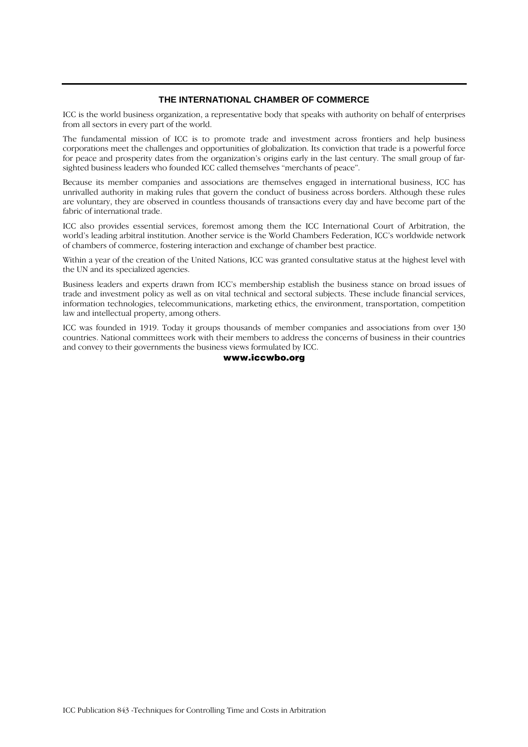## THE INTERNATIONAL CHAMBER OF COMMERCE

ICC is the world business organization, a representative body that speaks with authority on behalf of enterprises from all sectors in every part of the world.

The fundamental mission of ICC is to promote trade and investment across frontiers and help business corporations meet the challenges and opportunities of globalization. Its conviction that trade is a powerful force for peace and prosperity dates from the organization's origins early in the last century. The small group of far-sighted business leaders who founded ICC called themselves "merchants of peace".

Because its member companies and associations are themselves engaged in international business, ICC has unrivalled authority in making rules that govern the conduct of business across borders. Although these rules are voluntary, they are observed in countless thousands of transactions every day and have become part of the fabric of international trade.

ICC also provides essential services, foremost among them the ICC International Court of Arbitration, the world's leading arbitral institution. Another service is the World Chambers Federation, ICC's worldwide network of chambers of commerce, fostering interaction and exchange of chamber best practice.

Within a year of the creation of the United Nations, ICC was granted consultative status at the highest level with the UN and its specialized agencies.

Business leaders and experts drawn from ICC's membership establish the business stance on broad issues of trade and investment policy as well as on vital technical and sectoral subjects. These include financial services, information technologies, telecommunications, marketing ethics, the environment, transportation, competition law and intellectual property, among others.

ICC was founded in 1919. Today it groups thousands of member companies and associations from over 130 countries. National committees work with their members to address the concerns of business in their countries and convey to their governments the business views formulated by ICC.

**www.iccwbo.org**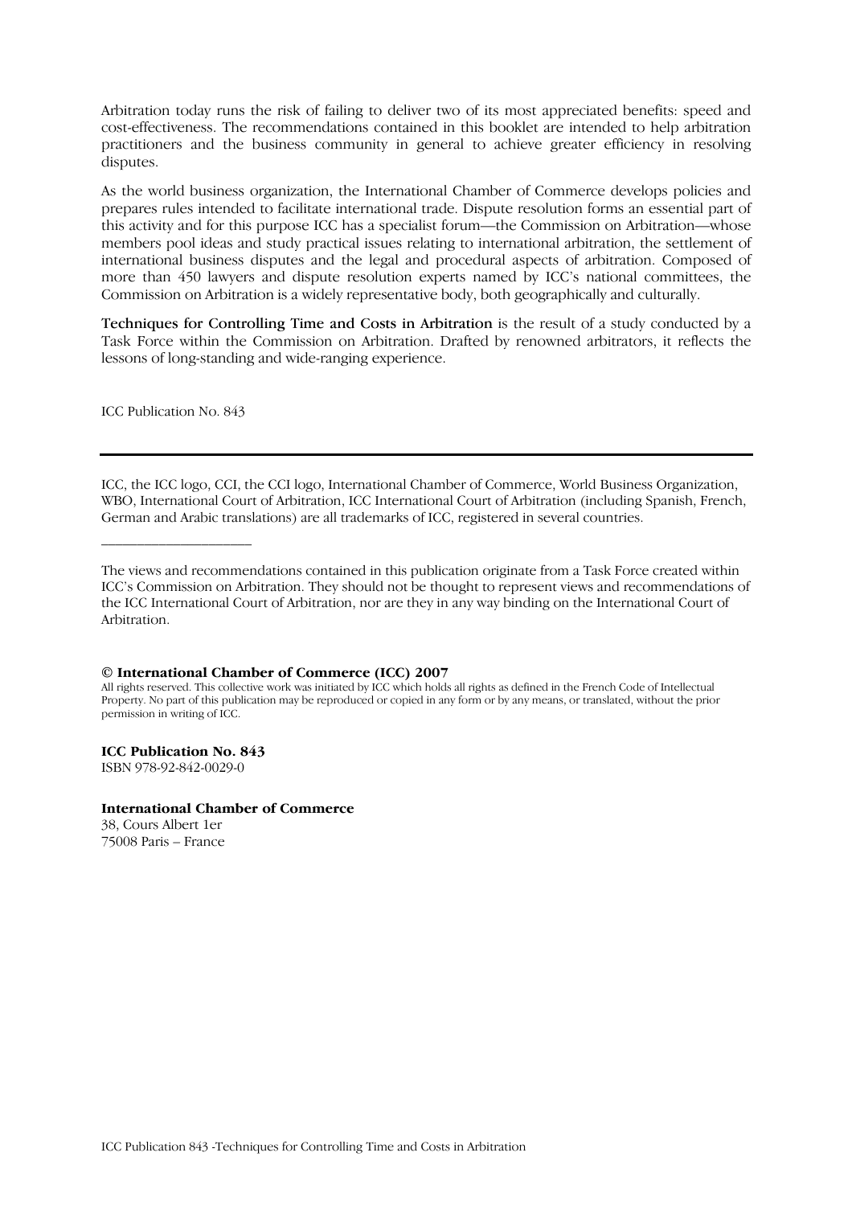Arbitration today runs the risk of failing to deliver two of its most appreciated benefits: speed and cost-effectiveness. The recommendations contained in this booklet are intended to help arbitration practitioners and the business community in general to achieve greater efficiency in resolving disputes.

As the world business organization, the International Chamber of Commerce develops policies and prepares rules intended to facilitate international trade. Dispute resolution forms an essential part of this activity and for this purpose ICC has a specialist forum—the Commission on Arbitration—whose members pool ideas and study practical issues relating to international arbitration, the settlement of international business disputes and the legal and procedural aspects of arbitration. Composed of more than 450 lawyers and dispute resolution experts named by ICC's national committees, the Commission on Arbitration is a widely representative body, both geographically and culturally.

**Techniques for Controlling Time and Costs in Arbitration** is the result of a study conducted by a Task Force within the Commission on Arbitration. Drafted by renowned arbitrators, it reflects the lessons of long-standing and wide-ranging experience.

ICC Publication No. 843

---

ICC, the ICC logo, CCI, the CCI logo, International Chamber of Commerce, World Business Organization, WBO, International Court of Arbitration, ICC International Court of Arbitration (including Spanish, French, German and Arabic translations) are all trademarks of ICC, registered in several countries.

---

The views and recommendations contained in this publication originate from a Task Force created within ICC's Commission on Arbitration. They should not be thought to represent views and recommendations of the ICC International Court of Arbitration, nor are they in any way binding on the International Court of Arbitration.

**© International Chamber of Commerce (ICC) 2007**

All rights reserved. This collective work was initiated by ICC which holds all rights as defined in the French Code of Intellectual Property. No part of this publication may be reproduced or copied in any form or by any means, or translated, without the prior permission in writing of ICC.

**ICC Publication No. 843**
ISBN 978-92-842-0029-0

**International Chamber of Commerce**
38, Cours Albert 1er
75008 Paris – France